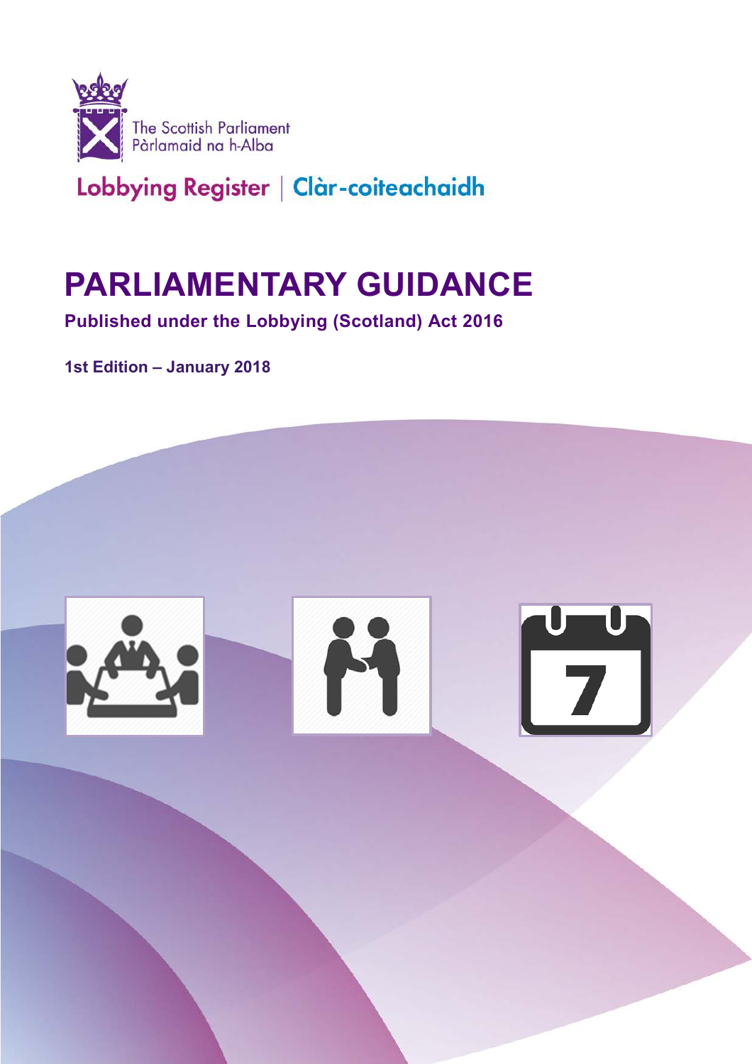The Scottish Parliament
Pàrlamaid na h-Alba

Lobbying Register | Clàr-coiteachaidh

# PARLIAMENTARY GUIDANCE

**Published under the Lobbying (Scotland) Act 2016**

**1st Edition – January 2018**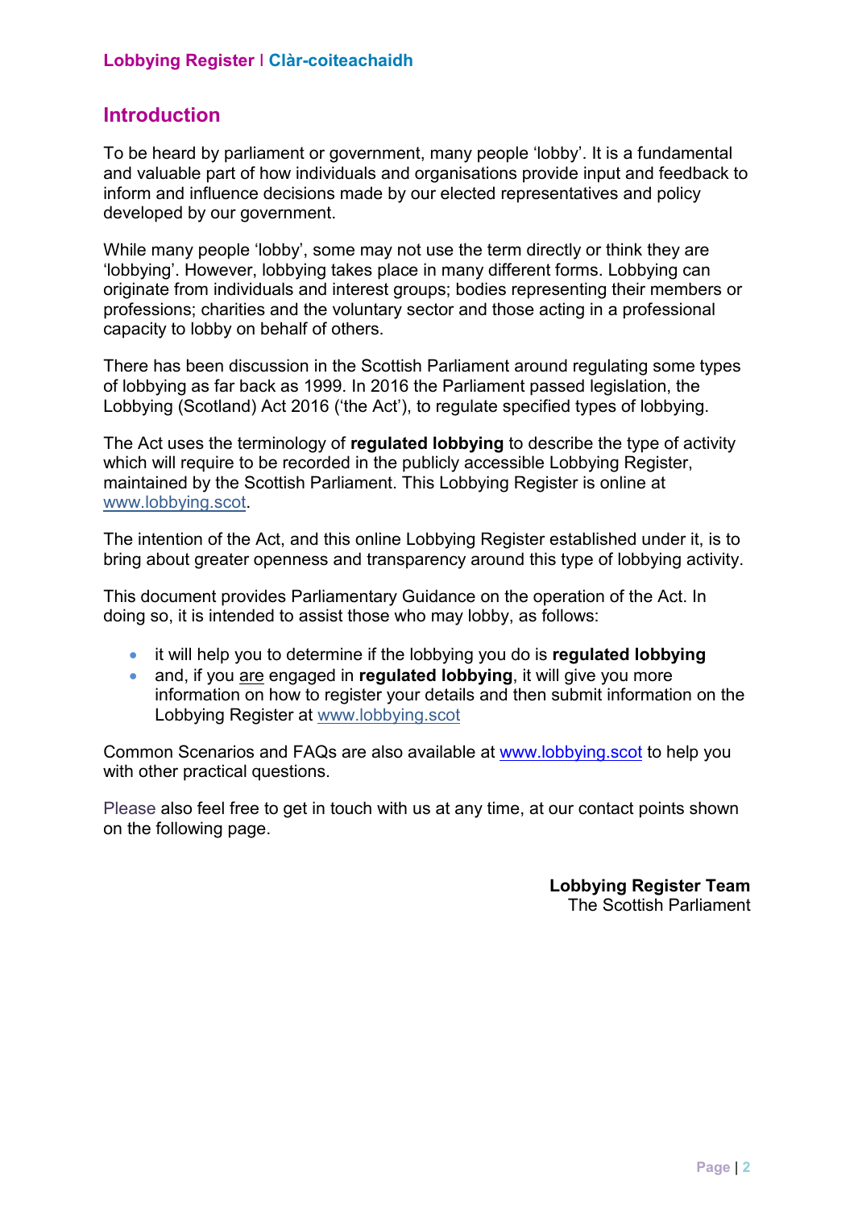## Introduction

To be heard by parliament or government, many people 'lobby'. It is a fundamental and valuable part of how individuals and organisations provide input and feedback to inform and influence decisions made by our elected representatives and policy developed by our government.

While many people 'lobby', some may not use the term directly or think they are 'lobbying'. However, lobbying takes place in many different forms. Lobbying can originate from individuals and interest groups; bodies representing their members or professions; charities and the voluntary sector and those acting in a professional capacity to lobby on behalf of others.

There has been discussion in the Scottish Parliament around regulating some types of lobbying as far back as 1999. In 2016 the Parliament passed legislation, the Lobbying (Scotland) Act 2016 ('the Act'), to regulate specified types of lobbying.

The Act uses the terminology of **regulated lobbying** to describe the type of activity which will require to be recorded in the publicly accessible Lobbying Register, maintained by the Scottish Parliament. This Lobbying Register is online at www.lobbying.scot.

The intention of the Act, and this online Lobbying Register established under it, is to bring about greater openness and transparency around this type of lobbying activity.

This document provides Parliamentary Guidance on the operation of the Act. In doing so, it is intended to assist those who may lobby, as follows:

- it will help you to determine if the lobbying you do is **regulated lobbying**
- and, if you <u>are</u> engaged in **regulated lobbying**, it will give you more information on how to register your details and then submit information on the Lobbying Register at www.lobbying.scot

Common Scenarios and FAQs are also available at www.lobbying.scot to help you with other practical questions.

Please also feel free to get in touch with us at any time, at our contact points shown on the following page.

**Lobbying Register Team**
The Scottish Parliament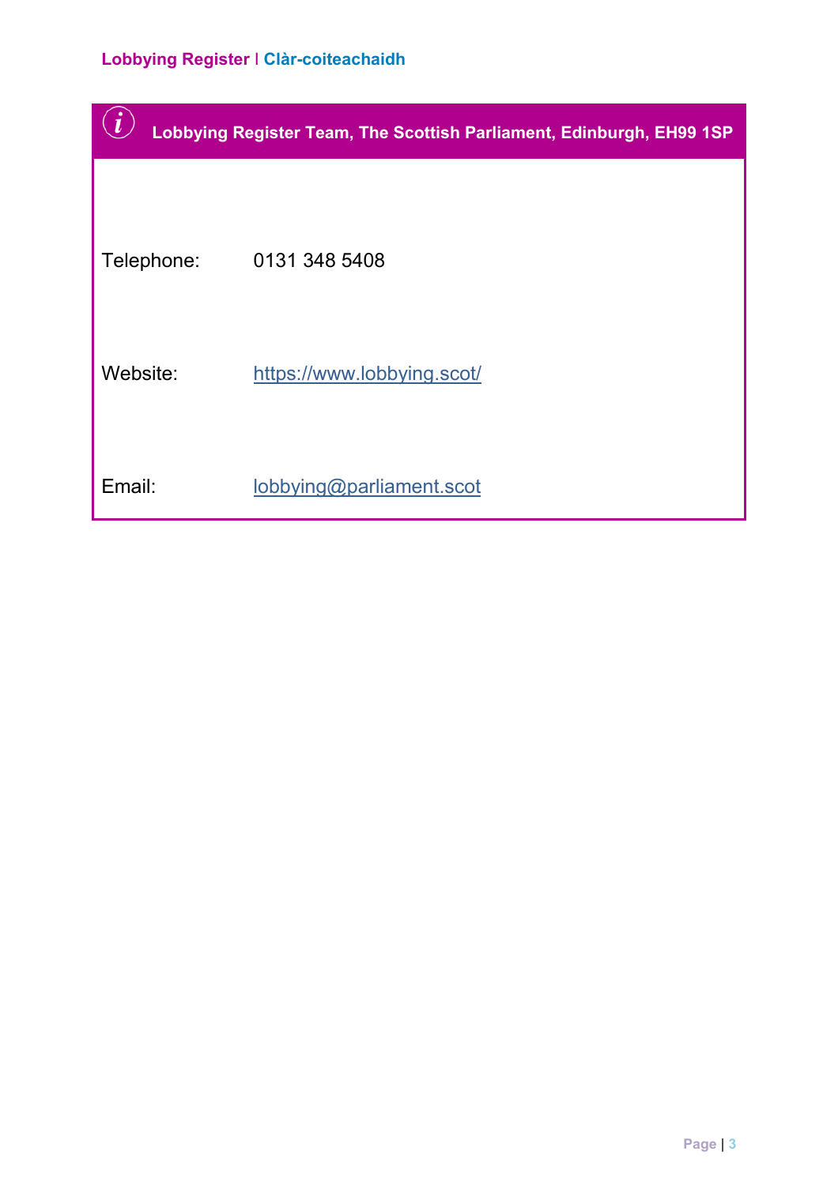**Lobbying Register Team, The Scottish Parliament, Edinburgh, EH99 1SP**

Telephone: 0131 348 5408

Website: https://www.lobbying.scot/

Email: lobbying@parliament.scot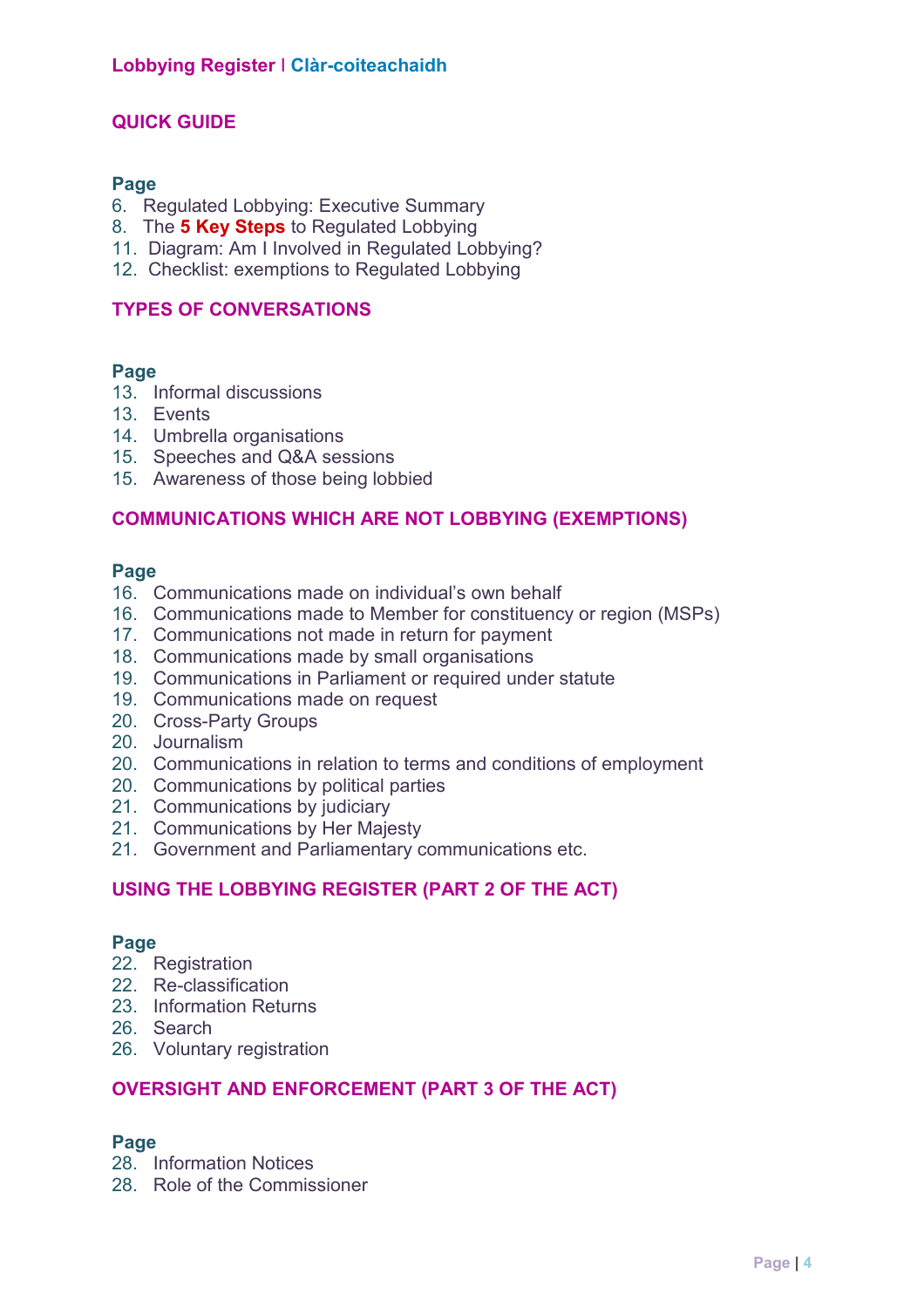**Lobbying Register | Clàr-coiteachaidh**

## QUICK GUIDE

**Page**

6. Regulated Lobbying: Executive Summary
8. The **5 Key Steps** to Regulated Lobbying
11. Diagram: Am I Involved in Regulated Lobbying?
12. Checklist: exemptions to Regulated Lobbying

## TYPES OF CONVERSATIONS

**Page**

13. Informal discussions
13. Events
14. Umbrella organisations
15. Speeches and Q&A sessions
15. Awareness of those being lobbied

## COMMUNICATIONS WHICH ARE NOT LOBBYING (EXEMPTIONS)

**Page**

16. Communications made on individual's own behalf
16. Communications made to Member for constituency or region (MSPs)
17. Communications not made in return for payment
18. Communications made by small organisations
19. Communications in Parliament or required under statute
19. Communications made on request
20. Cross-Party Groups
20. Journalism
20. Communications in relation to terms and conditions of employment
20. Communications by political parties
21. Communications by judiciary
21. Communications by Her Majesty
21. Government and Parliamentary communications etc.

## USING THE LOBBYING REGISTER (PART 2 OF THE ACT)

**Page**

22. Registration
22. Re-classification
23. Information Returns
26. Search
26. Voluntary registration

## OVERSIGHT AND ENFORCEMENT (PART 3 OF THE ACT)

**Page**

28. Information Notices
28. Role of the Commissioner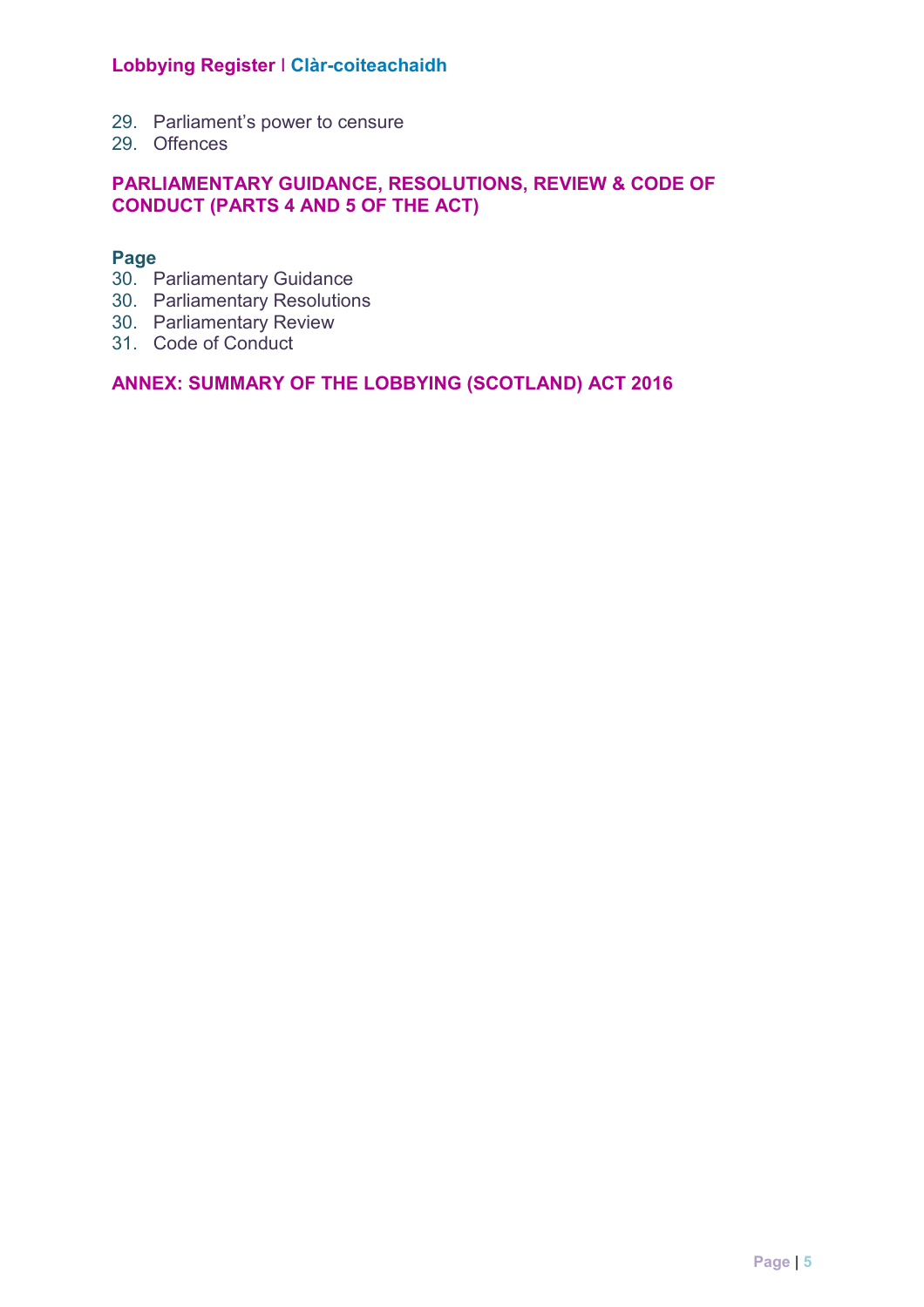29. Parliament's power to censure
29. Offences

## PARLIAMENTARY GUIDANCE, RESOLUTIONS, REVIEW & CODE OF CONDUCT (PARTS 4 AND 5 OF THE ACT)

**Page**

30. Parliamentary Guidance
30. Parliamentary Resolutions
30. Parliamentary Review
31. Code of Conduct

## ANNEX: SUMMARY OF THE LOBBYING (SCOTLAND) ACT 2016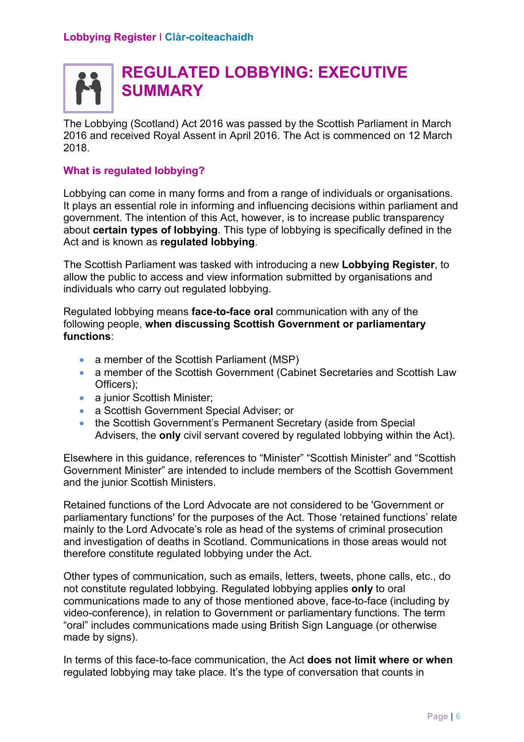# REGULATED LOBBYING: EXECUTIVE SUMMARY

The Lobbying (Scotland) Act 2016 was passed by the Scottish Parliament in March 2016 and received Royal Assent in April 2016. The Act is commenced on 12 March 2018.

## What is regulated lobbying?

Lobbying can come in many forms and from a range of individuals or organisations. It plays an essential role in informing and influencing decisions within parliament and government. The intention of this Act, however, is to increase public transparency about **certain types of lobbying**. This type of lobbying is specifically defined in the Act and is known as **regulated lobbying**.

The Scottish Parliament was tasked with introducing a new **Lobbying Register**, to allow the public to access and view information submitted by organisations and individuals who carry out regulated lobbying.

Regulated lobbying means **face-to-face oral** communication with any of the following people, **when discussing Scottish Government or parliamentary functions**:

- a member of the Scottish Parliament (MSP)
- a member of the Scottish Government (Cabinet Secretaries and Scottish Law Officers);
- a junior Scottish Minister;
- a Scottish Government Special Adviser; or
- the Scottish Government's Permanent Secretary (aside from Special Advisers, the **only** civil servant covered by regulated lobbying within the Act).

Elsewhere in this guidance, references to "Minister" "Scottish Minister" and "Scottish Government Minister" are intended to include members of the Scottish Government and the junior Scottish Ministers.

Retained functions of the Lord Advocate are not considered to be 'Government or parliamentary functions' for the purposes of the Act. Those 'retained functions' relate mainly to the Lord Advocate's role as head of the systems of criminal prosecution and investigation of deaths in Scotland. Communications in those areas would not therefore constitute regulated lobbying under the Act.

Other types of communication, such as emails, letters, tweets, phone calls, etc., do not constitute regulated lobbying. Regulated lobbying applies **only** to oral communications made to any of those mentioned above, face-to-face (including by video-conference), in relation to Government or parliamentary functions. The term "oral" includes communications made using British Sign Language (or otherwise made by signs).

In terms of this face-to-face communication, the Act **does not limit where or when** regulated lobbying may take place. It's the type of conversation that counts in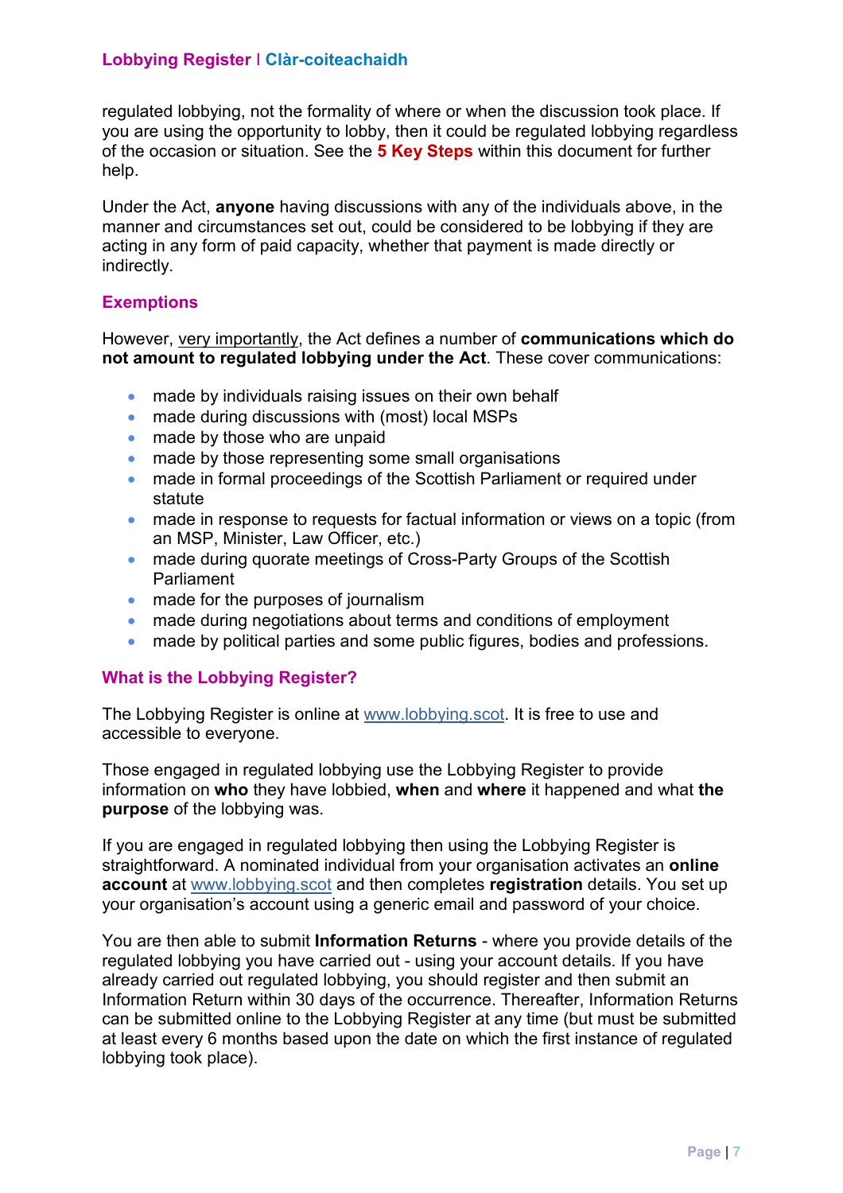regulated lobbying, not the formality of where or when the discussion took place. If you are using the opportunity to lobby, then it could be regulated lobbying regardless of the occasion or situation. See the **5 Key Steps** within this document for further help.

Under the Act, **anyone** having discussions with any of the individuals above, in the manner and circumstances set out, could be considered to be lobbying if they are acting in any form of paid capacity, whether that payment is made directly or indirectly.

## Exemptions

However, very importantly, the Act defines a number of **communications which do not amount to regulated lobbying under the Act**. These cover communications:

- made by individuals raising issues on their own behalf
- made during discussions with (most) local MSPs
- made by those who are unpaid
- made by those representing some small organisations
- made in formal proceedings of the Scottish Parliament or required under statute
- made in response to requests for factual information or views on a topic (from an MSP, Minister, Law Officer, etc.)
- made during quorate meetings of Cross-Party Groups of the Scottish Parliament
- made for the purposes of journalism
- made during negotiations about terms and conditions of employment
- made by political parties and some public figures, bodies and professions.

## What is the Lobbying Register?

The Lobbying Register is online at www.lobbying.scot. It is free to use and accessible to everyone.

Those engaged in regulated lobbying use the Lobbying Register to provide information on **who** they have lobbied, **when** and **where** it happened and what **the purpose** of the lobbying was.

If you are engaged in regulated lobbying then using the Lobbying Register is straightforward. A nominated individual from your organisation activates an **online account** at www.lobbying.scot and then completes **registration** details. You set up your organisation's account using a generic email and password of your choice.

You are then able to submit **Information Returns** - where you provide details of the regulated lobbying you have carried out - using your account details. If you have already carried out regulated lobbying, you should register and then submit an Information Return within 30 days of the occurrence. Thereafter, Information Returns can be submitted online to the Lobbying Register at any time (but must be submitted at least every 6 months based upon the date on which the first instance of regulated lobbying took place).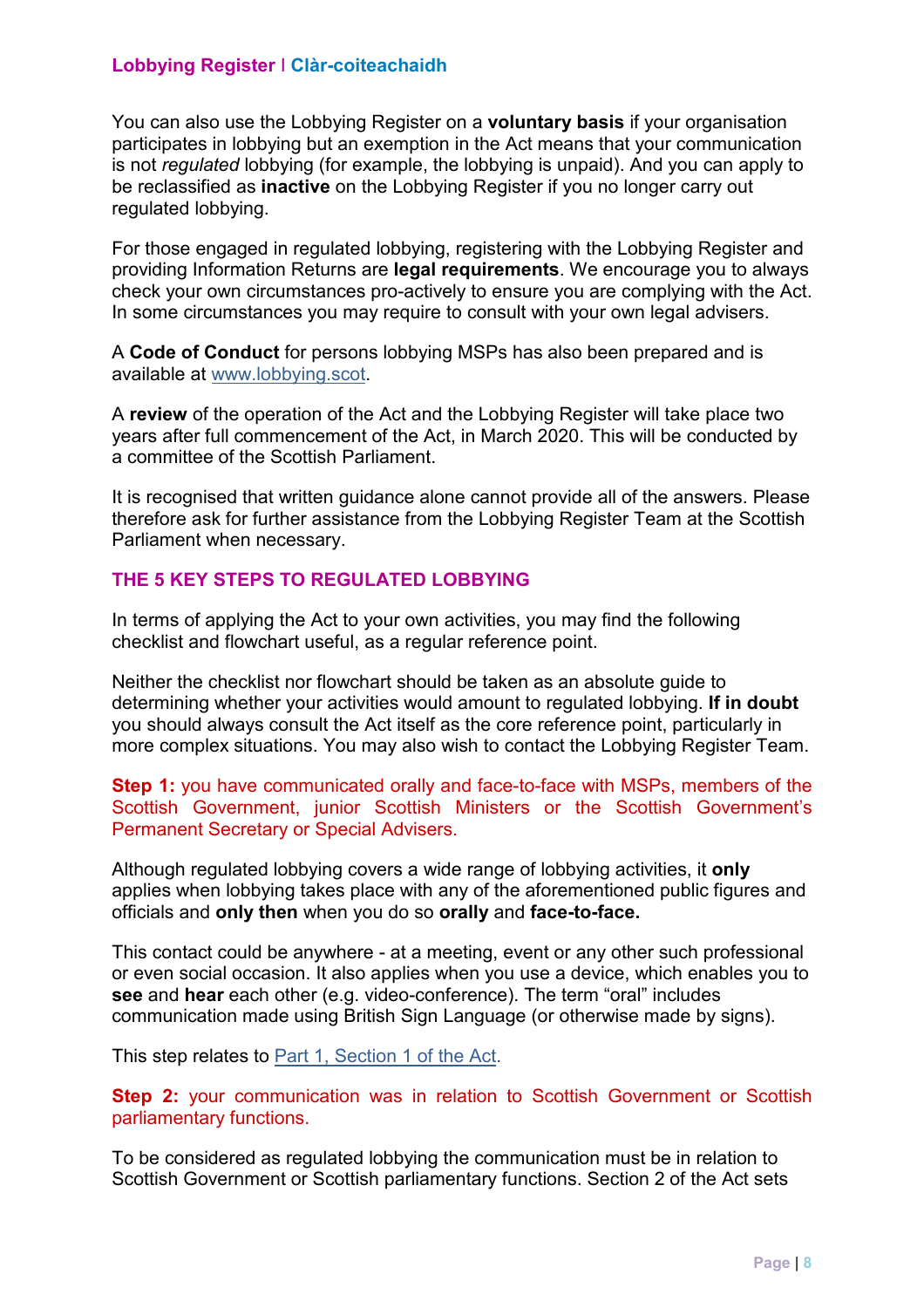You can also use the Lobbying Register on a **voluntary basis** if your organisation participates in lobbying but an exemption in the Act means that your communication is not *regulated* lobbying (for example, the lobbying is unpaid). And you can apply to be reclassified as **inactive** on the Lobbying Register if you no longer carry out regulated lobbying.

For those engaged in regulated lobbying, registering with the Lobbying Register and providing Information Returns are **legal requirements**. We encourage you to always check your own circumstances pro-actively to ensure you are complying with the Act. In some circumstances you may require to consult with your own legal advisers.

A **Code of Conduct** for persons lobbying MSPs has also been prepared and is available at [www.lobbying.scot](http://www.lobbying.scot).

A **review** of the operation of the Act and the Lobbying Register will take place two years after full commencement of the Act, in March 2020. This will be conducted by a committee of the Scottish Parliament.

It is recognised that written guidance alone cannot provide all of the answers. Please therefore ask for further assistance from the Lobbying Register Team at the Scottish Parliament when necessary.

## THE 5 KEY STEPS TO REGULATED LOBBYING

In terms of applying the Act to your own activities, you may find the following checklist and flowchart useful, as a regular reference point.

Neither the checklist nor flowchart should be taken as an absolute guide to determining whether your activities would amount to regulated lobbying. **If in doubt** you should always consult the Act itself as the core reference point, particularly in more complex situations. You may also wish to contact the Lobbying Register Team.

**Step 1:** you have communicated orally and face-to-face with MSPs, members of the Scottish Government, junior Scottish Ministers or the Scottish Government's Permanent Secretary or Special Advisers.

Although regulated lobbying covers a wide range of lobbying activities, it **only** applies when lobbying takes place with any of the aforementioned public figures and officials and **only then** when you do so **orally** and **face-to-face.**

This contact could be anywhere - at a meeting, event or any other such professional or even social occasion. It also applies when you use a device, which enables you to **see** and **hear** each other (e.g. video-conference). The term "oral" includes communication made using British Sign Language (or otherwise made by signs).

This step relates to Part 1, Section 1 of the Act.

**Step 2:** your communication was in relation to Scottish Government or Scottish parliamentary functions.

To be considered as regulated lobbying the communication must be in relation to Scottish Government or Scottish parliamentary functions. Section 2 of the Act sets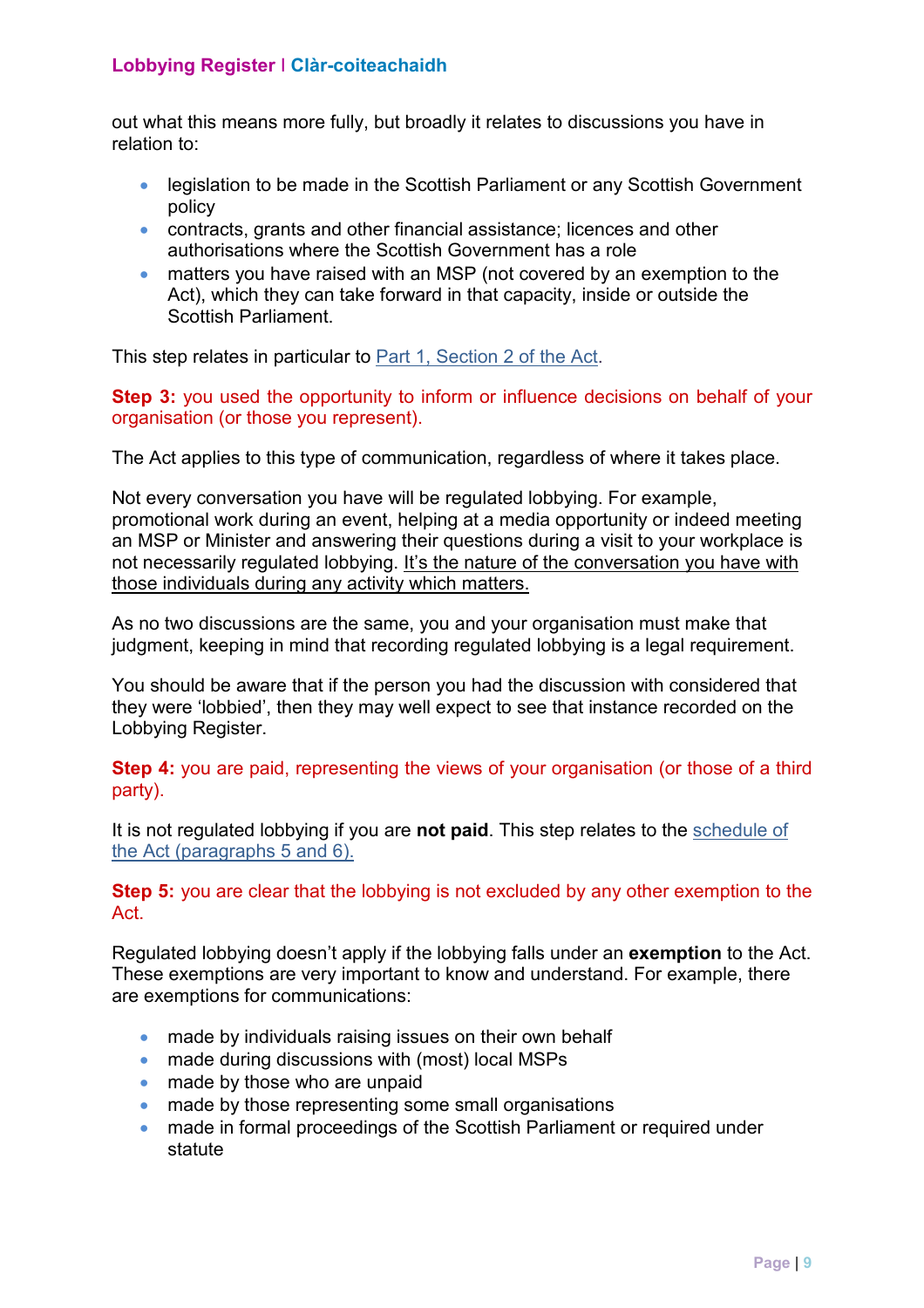out what this means more fully, but broadly it relates to discussions you have in relation to:

- legislation to be made in the Scottish Parliament or any Scottish Government policy
- contracts, grants and other financial assistance; licences and other authorisations where the Scottish Government has a role
- matters you have raised with an MSP (not covered by an exemption to the Act), which they can take forward in that capacity, inside or outside the Scottish Parliament.

This step relates in particular to [Part 1, Section 2 of the Act](#).

**Step 3:** you used the opportunity to inform or influence decisions on behalf of your organisation (or those you represent).

The Act applies to this type of communication, regardless of where it takes place.

Not every conversation you have will be regulated lobbying. For example, promotional work during an event, helping at a media opportunity or indeed meeting an MSP or Minister and answering their questions during a visit to your workplace is not necessarily regulated lobbying. It's the nature of the conversation you have with those individuals during any activity which matters.

As no two discussions are the same, you and your organisation must make that judgment, keeping in mind that recording regulated lobbying is a legal requirement.

You should be aware that if the person you had the discussion with considered that they were 'lobbied', then they may well expect to see that instance recorded on the Lobbying Register.

**Step 4:** you are paid, representing the views of your organisation (or those of a third party).

It is not regulated lobbying if you are **not paid**. This step relates to the [schedule of the Act (paragraphs 5 and 6).](#)

**Step 5:** you are clear that the lobbying is not excluded by any other exemption to the Act.

Regulated lobbying doesn't apply if the lobbying falls under an **exemption** to the Act. These exemptions are very important to know and understand. For example, there are exemptions for communications:

- made by individuals raising issues on their own behalf
- made during discussions with (most) local MSPs
- made by those who are unpaid
- made by those representing some small organisations
- made in formal proceedings of the Scottish Parliament or required under statute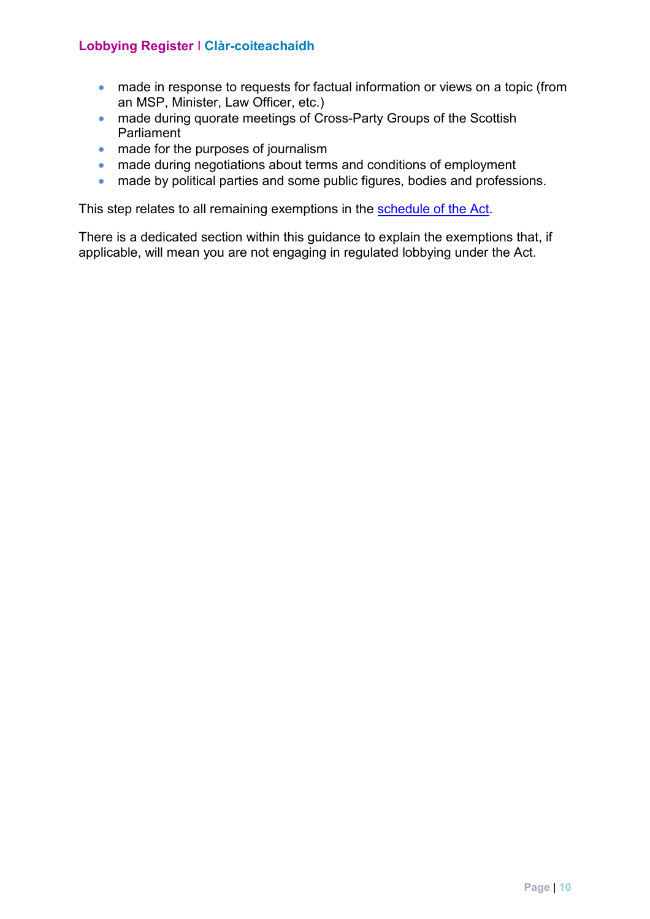- made in response to requests for factual information or views on a topic (from an MSP, Minister, Law Officer, etc.)
- made during quorate meetings of Cross-Party Groups of the Scottish Parliament
- made for the purposes of journalism
- made during negotiations about terms and conditions of employment
- made by political parties and some public figures, bodies and professions.

This step relates to all remaining exemptions in the [schedule of the Act](schedule of the Act).

There is a dedicated section within this guidance to explain the exemptions that, if applicable, will mean you are not engaging in regulated lobbying under the Act.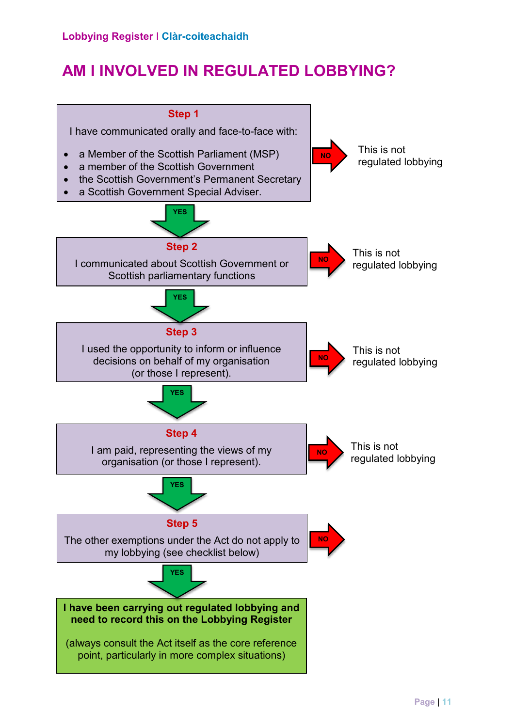# AM I INVOLVED IN REGULATED LOBBYING?

**Step 1**

I have communicated orally and face-to-face with:

- a Member of the Scottish Parliament (MSP)
- a member of the Scottish Government
- the Scottish Government's Permanent Secretary
- a Scottish Government Special Adviser.

NO → This is not regulated lobbying

YES ↓

**Step 2**

I communicated about Scottish Government or Scottish parliamentary functions

NO → This is not regulated lobbying

YES ↓

**Step 3**

I used the opportunity to inform or influence decisions on behalf of my organisation (or those I represent).

NO → This is not regulated lobbying

YES ↓

**Step 4**

I am paid, representing the views of my organisation (or those I represent).

NO → This is not regulated lobbying

YES ↓

**Step 5**

The other exemptions under the Act do not apply to my lobbying (see checklist below)

NO →

YES ↓

**I have been carrying out regulated lobbying and need to record this on the Lobbying Register**

(always consult the Act itself as the core reference point, particularly in more complex situations)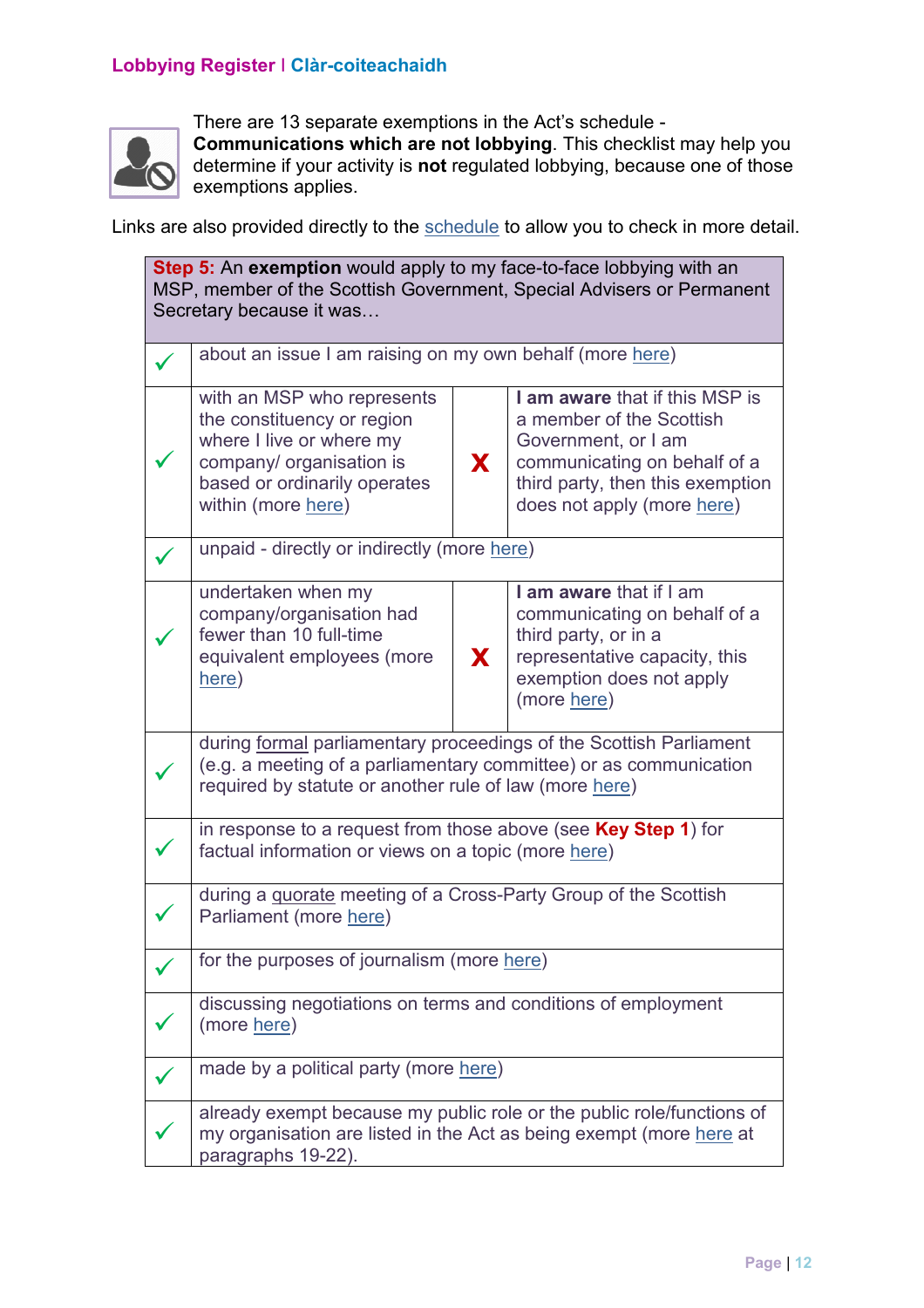There are 13 separate exemptions in the Act's schedule - **Communications which are not lobbying**. This checklist may help you determine if your activity is **not** regulated lobbying, because one of those exemptions applies.

Links are also provided directly to the schedule to allow you to check in more detail.

| **Step 5:** An **exemption** would apply to my face-to-face lobbying with an MSP, member of the Scottish Government, Special Advisers or Permanent Secretary because it was… | | | |
|---|---|---|---|
| ✓ | about an issue I am raising on my own behalf (more here) | | |
| ✓ | with an MSP who represents the constituency or region where I live or where my company/ organisation is based or ordinarily operates within (more here) | X | **I am aware** that if this MSP is a member of the Scottish Government, or I am communicating on behalf of a third party, then this exemption does not apply (more here) |
| ✓ | unpaid - directly or indirectly (more here) | | |
| ✓ | undertaken when my company/organisation had fewer than 10 full-time equivalent employees (more here) | X | **I am aware** that if I am communicating on behalf of a third party, or in a representative capacity, this exemption does not apply (more here) |
| ✓ | during formal parliamentary proceedings of the Scottish Parliament (e.g. a meeting of a parliamentary committee) or as communication required by statute or another rule of law (more here) | | |
| ✓ | in response to a request from those above (see **Key Step 1**) for factual information or views on a topic (more here) | | |
| ✓ | during a quorate meeting of a Cross-Party Group of the Scottish Parliament (more here) | | |
| ✓ | for the purposes of journalism (more here) | | |
| ✓ | discussing negotiations on terms and conditions of employment (more here) | | |
| ✓ | made by a political party (more here) | | |
| ✓ | already exempt because my public role or the public role/functions of my organisation are listed in the Act as being exempt (more here at paragraphs 19-22). | | |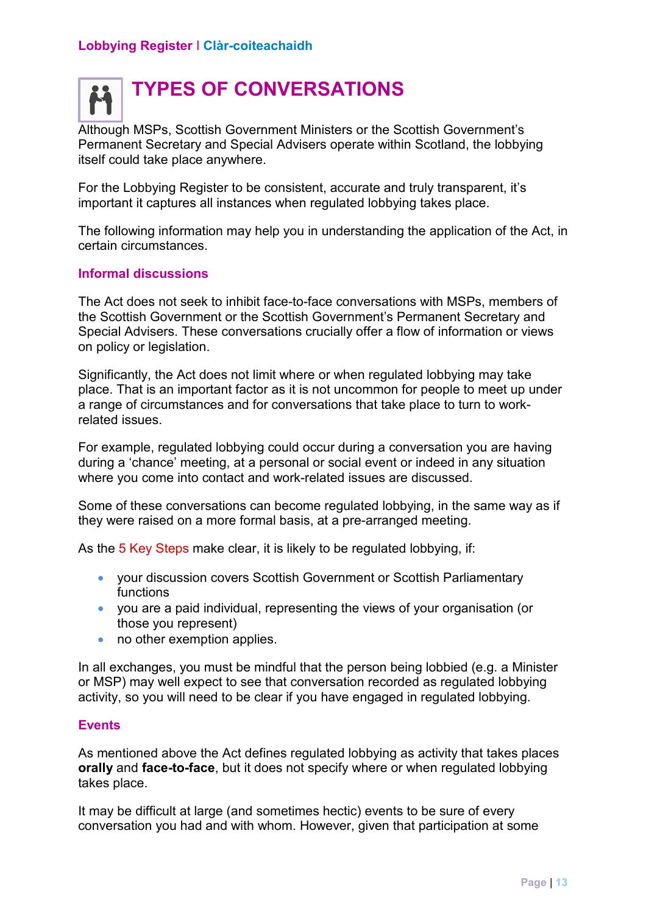# TYPES OF CONVERSATIONS

Although MSPs, Scottish Government Ministers or the Scottish Government's Permanent Secretary and Special Advisers operate within Scotland, the lobbying itself could take place anywhere.

For the Lobbying Register to be consistent, accurate and truly transparent, it's important it captures all instances when regulated lobbying takes place.

The following information may help you in understanding the application of the Act, in certain circumstances.

## Informal discussions

The Act does not seek to inhibit face-to-face conversations with MSPs, members of the Scottish Government or the Scottish Government's Permanent Secretary and Special Advisers. These conversations crucially offer a flow of information or views on policy or legislation.

Significantly, the Act does not limit where or when regulated lobbying may take place. That is an important factor as it is not uncommon for people to meet up under a range of circumstances and for conversations that take place to turn to work-related issues.

For example, regulated lobbying could occur during a conversation you are having during a 'chance' meeting, at a personal or social event or indeed in any situation where you come into contact and work-related issues are discussed.

Some of these conversations can become regulated lobbying, in the same way as if they were raised on a more formal basis, at a pre-arranged meeting.

As the 5 Key Steps make clear, it is likely to be regulated lobbying, if:

- your discussion covers Scottish Government or Scottish Parliamentary functions
- you are a paid individual, representing the views of your organisation (or those you represent)
- no other exemption applies.

In all exchanges, you must be mindful that the person being lobbied (e.g. a Minister or MSP) may well expect to see that conversation recorded as regulated lobbying activity, so you will need to be clear if you have engaged in regulated lobbying.

## Events

As mentioned above the Act defines regulated lobbying as activity that takes places **orally** and **face-to-face**, but it does not specify where or when regulated lobbying takes place.

It may be difficult at large (and sometimes hectic) events to be sure of every conversation you had and with whom. However, given that participation at some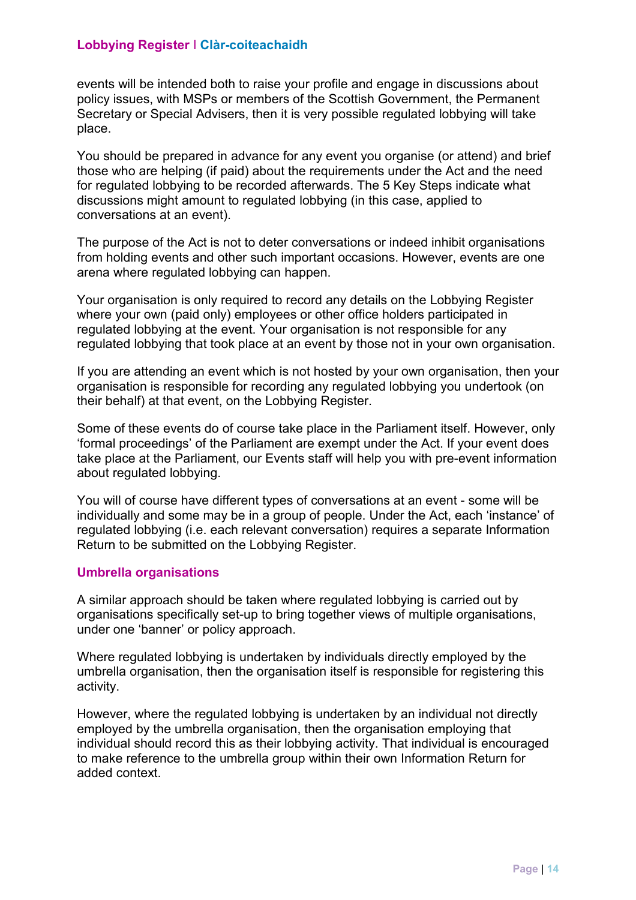events will be intended both to raise your profile and engage in discussions about policy issues, with MSPs or members of the Scottish Government, the Permanent Secretary or Special Advisers, then it is very possible regulated lobbying will take place.

You should be prepared in advance for any event you organise (or attend) and brief those who are helping (if paid) about the requirements under the Act and the need for regulated lobbying to be recorded afterwards. The 5 Key Steps indicate what discussions might amount to regulated lobbying (in this case, applied to conversations at an event).

The purpose of the Act is not to deter conversations or indeed inhibit organisations from holding events and other such important occasions. However, events are one arena where regulated lobbying can happen.

Your organisation is only required to record any details on the Lobbying Register where your own (paid only) employees or other office holders participated in regulated lobbying at the event. Your organisation is not responsible for any regulated lobbying that took place at an event by those not in your own organisation.

If you are attending an event which is not hosted by your own organisation, then your organisation is responsible for recording any regulated lobbying you undertook (on their behalf) at that event, on the Lobbying Register.

Some of these events do of course take place in the Parliament itself. However, only 'formal proceedings' of the Parliament are exempt under the Act. If your event does take place at the Parliament, our Events staff will help you with pre-event information about regulated lobbying.

You will of course have different types of conversations at an event - some will be individually and some may be in a group of people. Under the Act, each 'instance' of regulated lobbying (i.e. each relevant conversation) requires a separate Information Return to be submitted on the Lobbying Register.

### Umbrella organisations

A similar approach should be taken where regulated lobbying is carried out by organisations specifically set-up to bring together views of multiple organisations, under one 'banner' or policy approach.

Where regulated lobbying is undertaken by individuals directly employed by the umbrella organisation, then the organisation itself is responsible for registering this activity.

However, where the regulated lobbying is undertaken by an individual not directly employed by the umbrella organisation, then the organisation employing that individual should record this as their lobbying activity. That individual is encouraged to make reference to the umbrella group within their own Information Return for added context.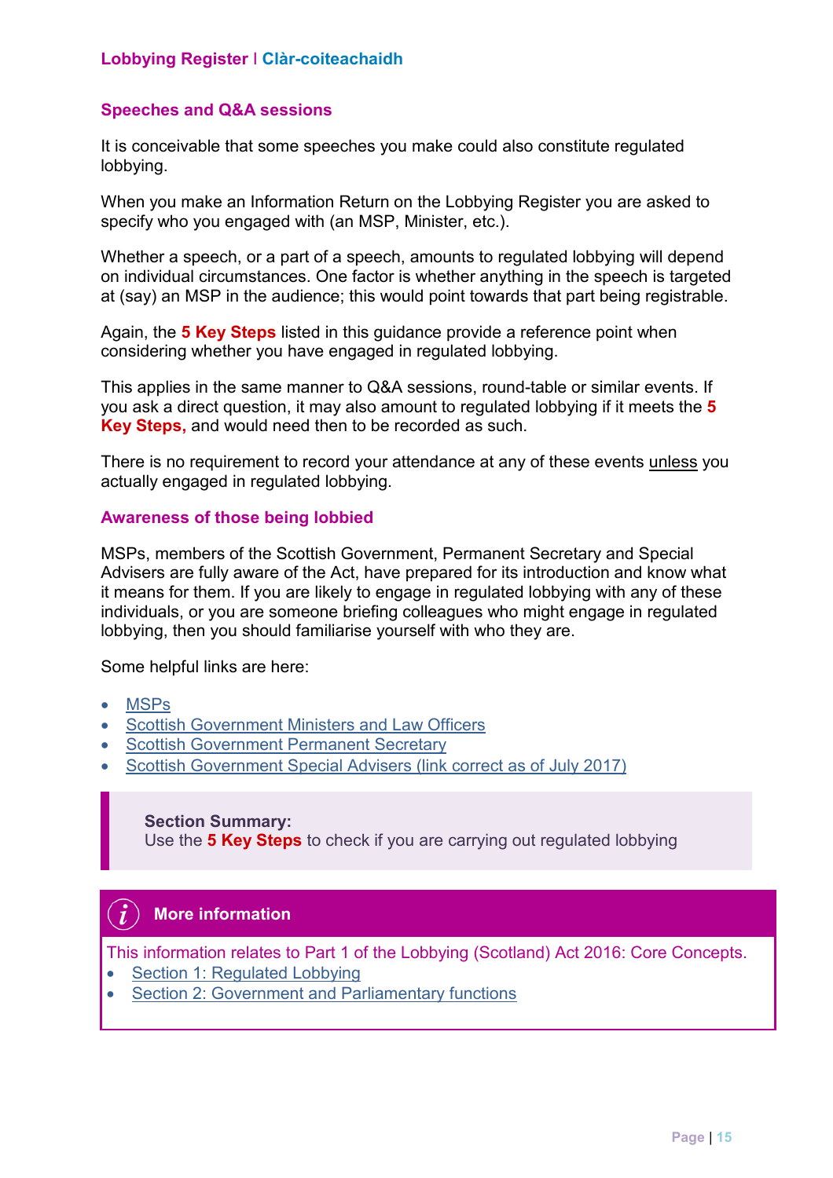## Speeches and Q&A sessions

It is conceivable that some speeches you make could also constitute regulated lobbying.

When you make an Information Return on the Lobbying Register you are asked to specify who you engaged with (an MSP, Minister, etc.).

Whether a speech, or a part of a speech, amounts to regulated lobbying will depend on individual circumstances. One factor is whether anything in the speech is targeted at (say) an MSP in the audience; this would point towards that part being registrable.

Again, the **5 Key Steps** listed in this guidance provide a reference point when considering whether you have engaged in regulated lobbying.

This applies in the same manner to Q&A sessions, round-table or similar events. If you ask a direct question, it may also amount to regulated lobbying if it meets the **5 Key Steps,** and would need then to be recorded as such.

There is no requirement to record your attendance at any of these events unless you actually engaged in regulated lobbying.

## Awareness of those being lobbied

MSPs, members of the Scottish Government, Permanent Secretary and Special Advisers are fully aware of the Act, have prepared for its introduction and know what it means for them. If you are likely to engage in regulated lobbying with any of these individuals, or you are someone briefing colleagues who might engage in regulated lobbying, then you should familiarise yourself with who they are.

Some helpful links are here:

- MSPs
- Scottish Government Ministers and Law Officers
- Scottish Government Permanent Secretary
- Scottish Government Special Advisers (link correct as of July 2017)

> **Section Summary:**
> Use the **5 Key Steps** to check if you are carrying out regulated lobbying

**More information**

This information relates to Part 1 of the Lobbying (Scotland) Act 2016: Core Concepts.

- Section 1: Regulated Lobbying
- Section 2: Government and Parliamentary functions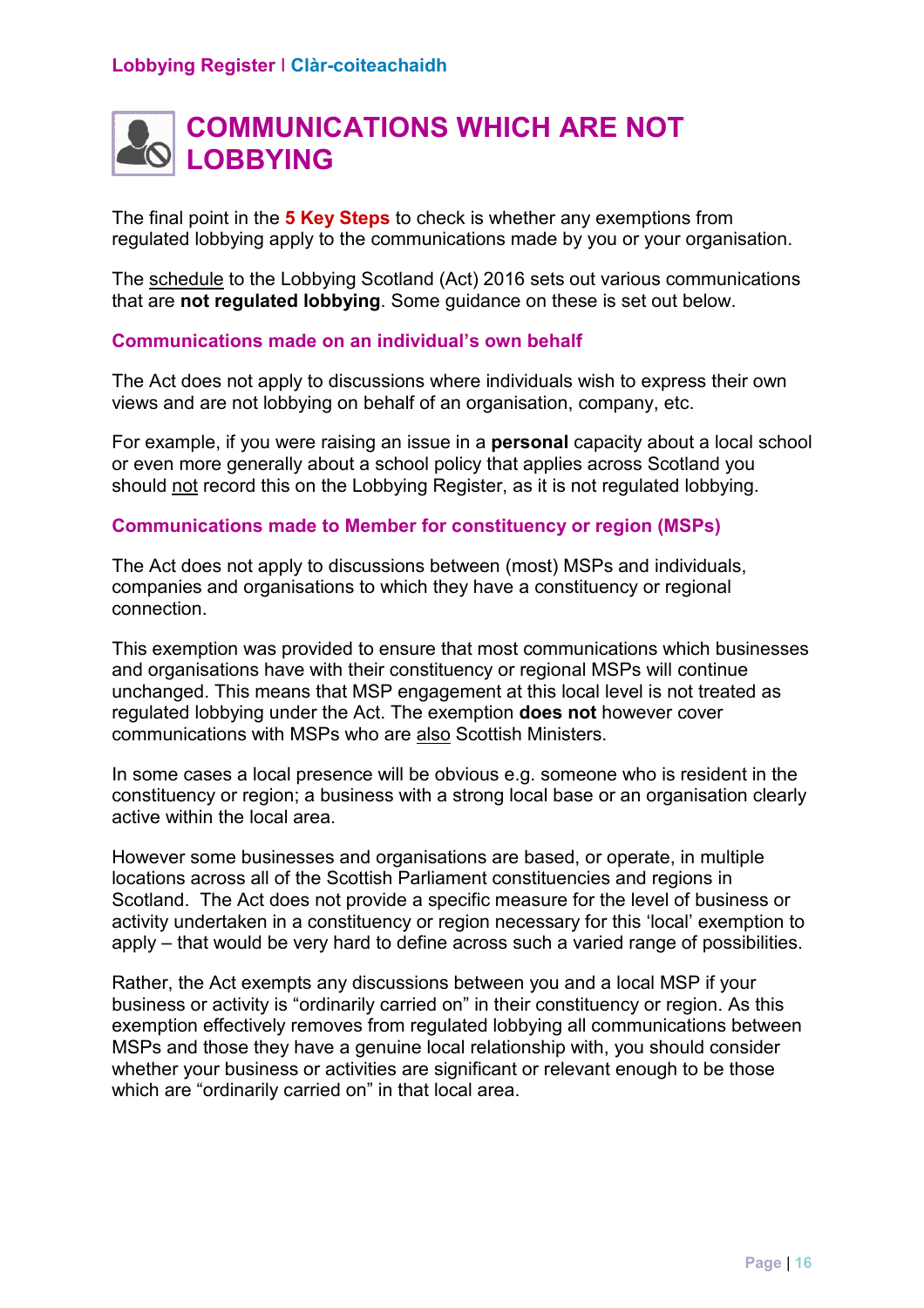# COMMUNICATIONS WHICH ARE NOT LOBBYING

The final point in the **5 Key Steps** to check is whether any exemptions from regulated lobbying apply to the communications made by you or your organisation.

The schedule to the Lobbying Scotland (Act) 2016 sets out various communications that are **not regulated lobbying**. Some guidance on these is set out below.

### Communications made on an individual's own behalf

The Act does not apply to discussions where individuals wish to express their own views and are not lobbying on behalf of an organisation, company, etc.

For example, if you were raising an issue in a **personal** capacity about a local school or even more generally about a school policy that applies across Scotland you should not record this on the Lobbying Register, as it is not regulated lobbying.

### Communications made to Member for constituency or region (MSPs)

The Act does not apply to discussions between (most) MSPs and individuals, companies and organisations to which they have a constituency or regional connection.

This exemption was provided to ensure that most communications which businesses and organisations have with their constituency or regional MSPs will continue unchanged. This means that MSP engagement at this local level is not treated as regulated lobbying under the Act. The exemption **does not** however cover communications with MSPs who are also Scottish Ministers.

In some cases a local presence will be obvious e.g. someone who is resident in the constituency or region; a business with a strong local base or an organisation clearly active within the local area.

However some businesses and organisations are based, or operate, in multiple locations across all of the Scottish Parliament constituencies and regions in Scotland. The Act does not provide a specific measure for the level of business or activity undertaken in a constituency or region necessary for this 'local' exemption to apply – that would be very hard to define across such a varied range of possibilities.

Rather, the Act exempts any discussions between you and a local MSP if your business or activity is "ordinarily carried on" in their constituency or region. As this exemption effectively removes from regulated lobbying all communications between MSPs and those they have a genuine local relationship with, you should consider whether your business or activities are significant or relevant enough to be those which are "ordinarily carried on" in that local area.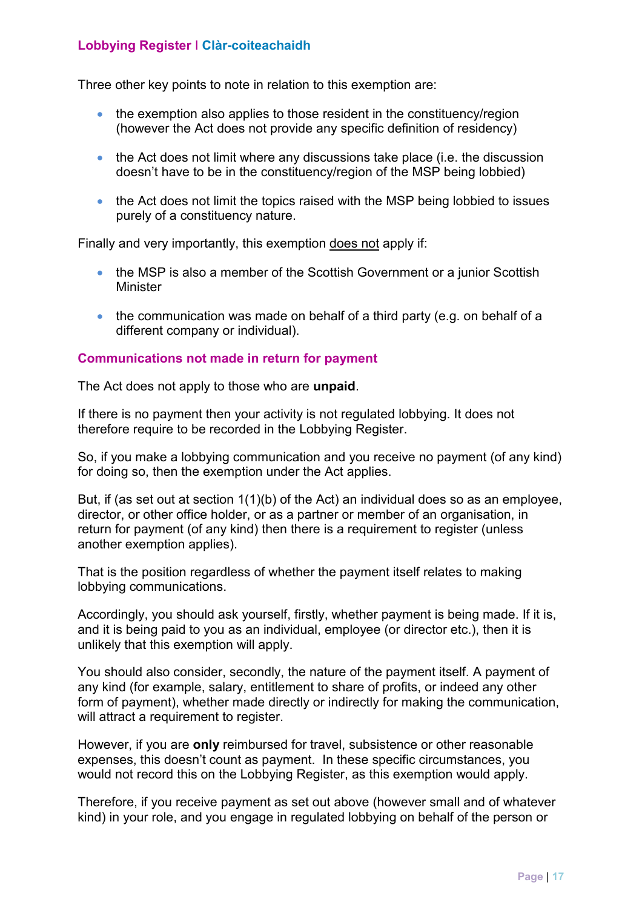Three other key points to note in relation to this exemption are:

- the exemption also applies to those resident in the constituency/region (however the Act does not provide any specific definition of residency)
- the Act does not limit where any discussions take place (i.e. the discussion doesn't have to be in the constituency/region of the MSP being lobbied)
- the Act does not limit the topics raised with the MSP being lobbied to issues purely of a constituency nature.

Finally and very importantly, this exemption does not apply if:

- the MSP is also a member of the Scottish Government or a junior Scottish Minister
- the communication was made on behalf of a third party (e.g. on behalf of a different company or individual).

### Communications not made in return for payment

The Act does not apply to those who are **unpaid**.

If there is no payment then your activity is not regulated lobbying. It does not therefore require to be recorded in the Lobbying Register.

So, if you make a lobbying communication and you receive no payment (of any kind) for doing so, then the exemption under the Act applies.

But, if (as set out at section 1(1)(b) of the Act) an individual does so as an employee, director, or other office holder, or as a partner or member of an organisation, in return for payment (of any kind) then there is a requirement to register (unless another exemption applies).

That is the position regardless of whether the payment itself relates to making lobbying communications.

Accordingly, you should ask yourself, firstly, whether payment is being made. If it is, and it is being paid to you as an individual, employee (or director etc.), then it is unlikely that this exemption will apply.

You should also consider, secondly, the nature of the payment itself. A payment of any kind (for example, salary, entitlement to share of profits, or indeed any other form of payment), whether made directly or indirectly for making the communication, will attract a requirement to register.

However, if you are **only** reimbursed for travel, subsistence or other reasonable expenses, this doesn't count as payment. In these specific circumstances, you would not record this on the Lobbying Register, as this exemption would apply.

Therefore, if you receive payment as set out above (however small and of whatever kind) in your role, and you engage in regulated lobbying on behalf of the person or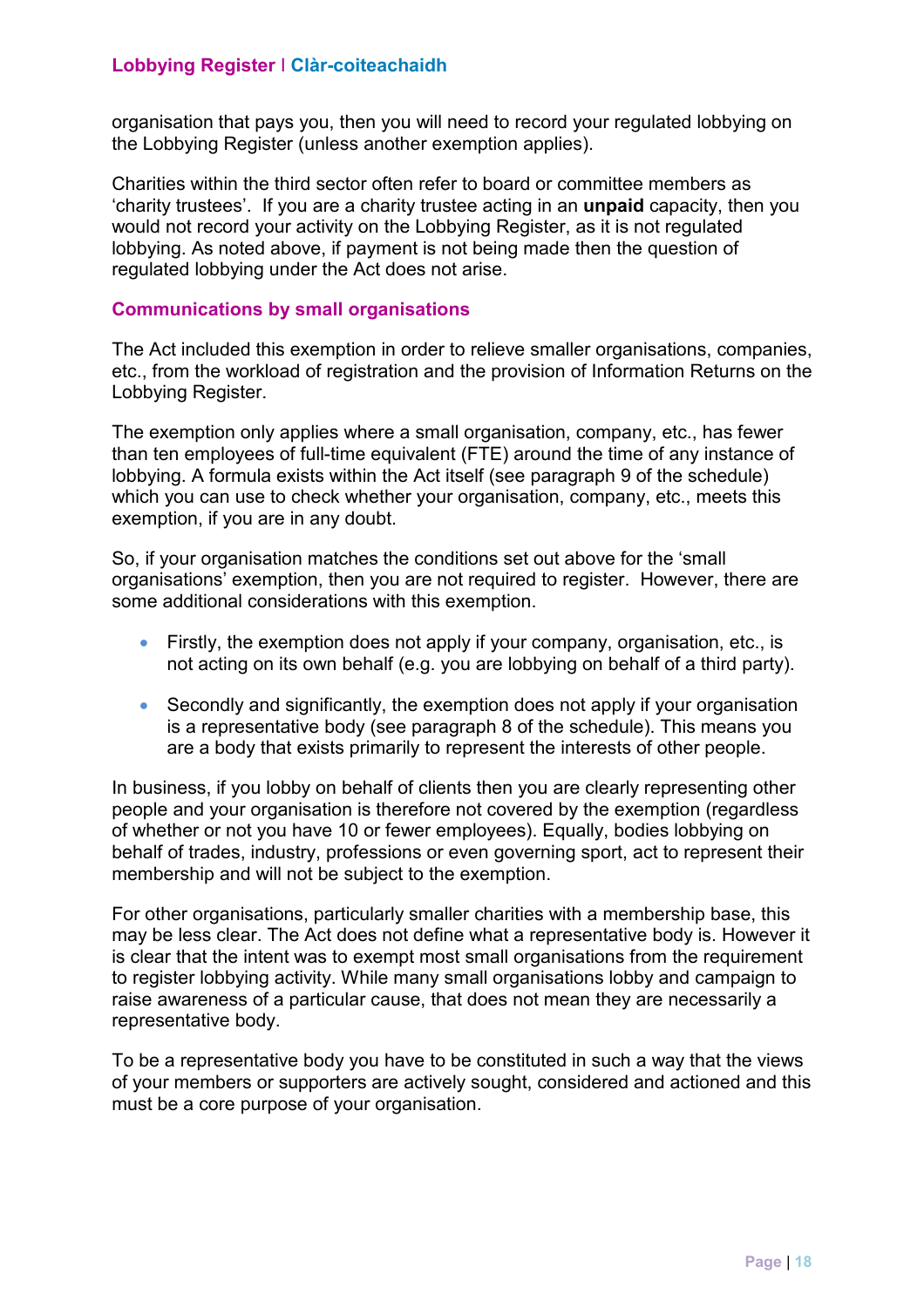organisation that pays you, then you will need to record your regulated lobbying on the Lobbying Register (unless another exemption applies).

Charities within the third sector often refer to board or committee members as ‘charity trustees’. If you are a charity trustee acting in an **unpaid** capacity, then you would not record your activity on the Lobbying Register, as it is not regulated lobbying. As noted above, if payment is not being made then the question of regulated lobbying under the Act does not arise.

### Communications by small organisations

The Act included this exemption in order to relieve smaller organisations, companies, etc., from the workload of registration and the provision of Information Returns on the Lobbying Register.

The exemption only applies where a small organisation, company, etc., has fewer than ten employees of full-time equivalent (FTE) around the time of any instance of lobbying. A formula exists within the Act itself (see paragraph 9 of the schedule) which you can use to check whether your organisation, company, etc., meets this exemption, if you are in any doubt.

So, if your organisation matches the conditions set out above for the ‘small organisations’ exemption, then you are not required to register. However, there are some additional considerations with this exemption.

- Firstly, the exemption does not apply if your company, organisation, etc., is not acting on its own behalf (e.g. you are lobbying on behalf of a third party).
- Secondly and significantly, the exemption does not apply if your organisation is a representative body (see paragraph 8 of the schedule). This means you are a body that exists primarily to represent the interests of other people.

In business, if you lobby on behalf of clients then you are clearly representing other people and your organisation is therefore not covered by the exemption (regardless of whether or not you have 10 or fewer employees). Equally, bodies lobbying on behalf of trades, industry, professions or even governing sport, act to represent their membership and will not be subject to the exemption.

For other organisations, particularly smaller charities with a membership base, this may be less clear. The Act does not define what a representative body is. However it is clear that the intent was to exempt most small organisations from the requirement to register lobbying activity. While many small organisations lobby and campaign to raise awareness of a particular cause, that does not mean they are necessarily a representative body.

To be a representative body you have to be constituted in such a way that the views of your members or supporters are actively sought, considered and actioned and this must be a core purpose of your organisation.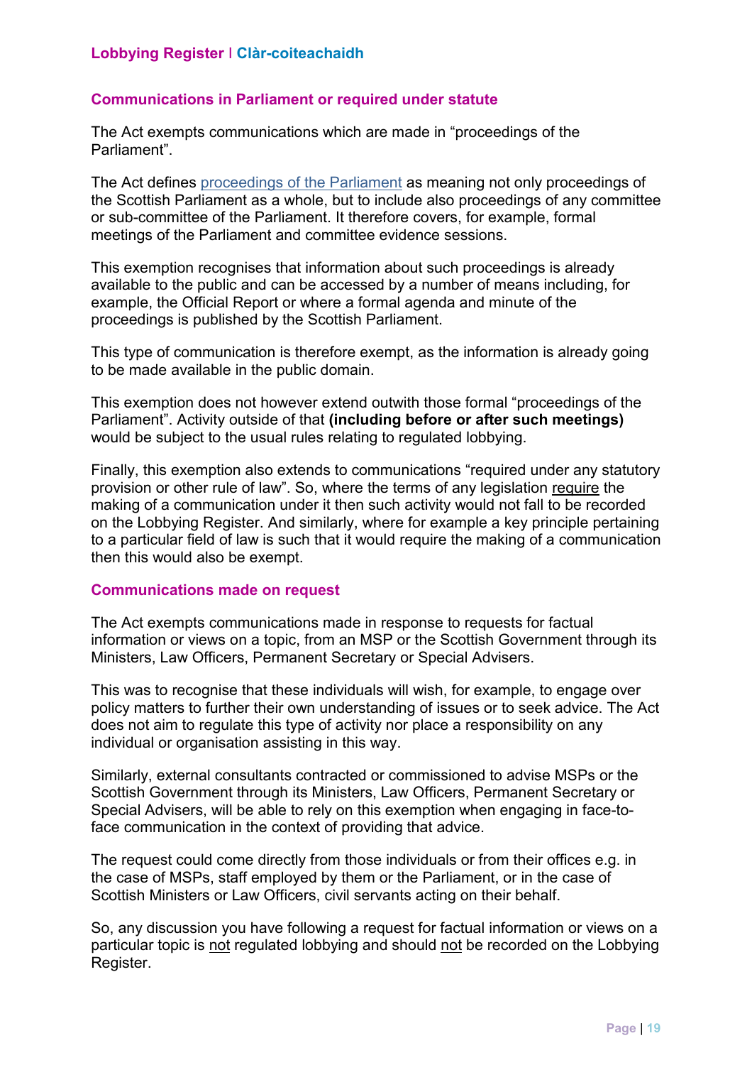## Communications in Parliament or required under statute

The Act exempts communications which are made in "proceedings of the Parliament".

The Act defines [proceedings of the Parliament](#) as meaning not only proceedings of the Scottish Parliament as a whole, but to include also proceedings of any committee or sub-committee of the Parliament. It therefore covers, for example, formal meetings of the Parliament and committee evidence sessions.

This exemption recognises that information about such proceedings is already available to the public and can be accessed by a number of means including, for example, the Official Report or where a formal agenda and minute of the proceedings is published by the Scottish Parliament.

This type of communication is therefore exempt, as the information is already going to be made available in the public domain.

This exemption does not however extend outwith those formal "proceedings of the Parliament". Activity outside of that **(including before or after such meetings)** would be subject to the usual rules relating to regulated lobbying.

Finally, this exemption also extends to communications "required under any statutory provision or other rule of law". So, where the terms of any legislation require the making of a communication under it then such activity would not fall to be recorded on the Lobbying Register. And similarly, where for example a key principle pertaining to a particular field of law is such that it would require the making of a communication then this would also be exempt.

## Communications made on request

The Act exempts communications made in response to requests for factual information or views on a topic, from an MSP or the Scottish Government through its Ministers, Law Officers, Permanent Secretary or Special Advisers.

This was to recognise that these individuals will wish, for example, to engage over policy matters to further their own understanding of issues or to seek advice. The Act does not aim to regulate this type of activity nor place a responsibility on any individual or organisation assisting in this way.

Similarly, external consultants contracted or commissioned to advise MSPs or the Scottish Government through its Ministers, Law Officers, Permanent Secretary or Special Advisers, will be able to rely on this exemption when engaging in face-to-face communication in the context of providing that advice.

The request could come directly from those individuals or from their offices e.g. in the case of MSPs, staff employed by them or the Parliament, or in the case of Scottish Ministers or Law Officers, civil servants acting on their behalf.

So, any discussion you have following a request for factual information or views on a particular topic is not regulated lobbying and should not be recorded on the Lobbying Register.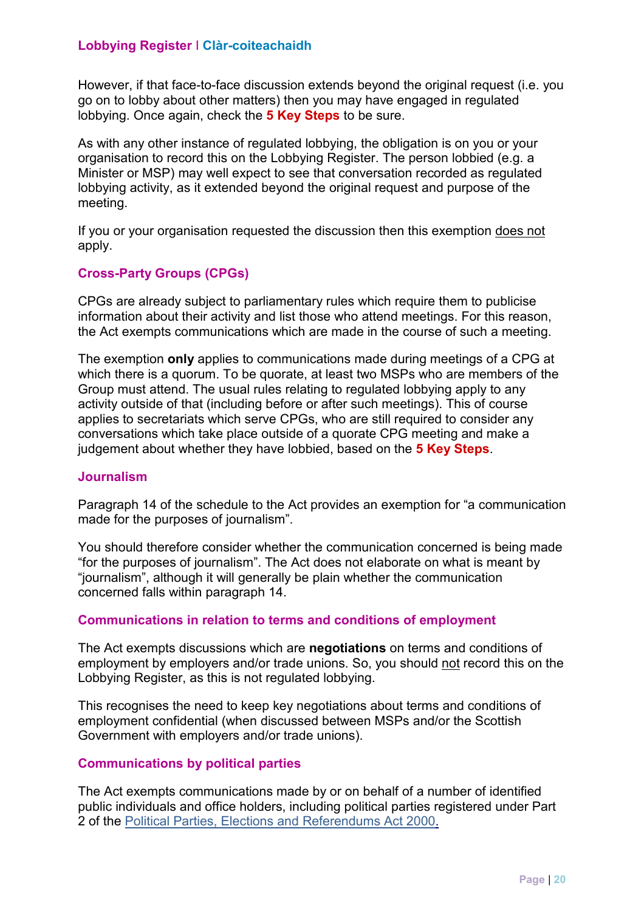However, if that face-to-face discussion extends beyond the original request (i.e. you go on to lobby about other matters) then you may have engaged in regulated lobbying. Once again, check the **5 Key Steps** to be sure.

As with any other instance of regulated lobbying, the obligation is on you or your organisation to record this on the Lobbying Register. The person lobbied (e.g. a Minister or MSP) may well expect to see that conversation recorded as regulated lobbying activity, as it extended beyond the original request and purpose of the meeting.

If you or your organisation requested the discussion then this exemption does not apply.

### Cross-Party Groups (CPGs)

CPGs are already subject to parliamentary rules which require them to publicise information about their activity and list those who attend meetings. For this reason, the Act exempts communications which are made in the course of such a meeting.

The exemption **only** applies to communications made during meetings of a CPG at which there is a quorum. To be quorate, at least two MSPs who are members of the Group must attend. The usual rules relating to regulated lobbying apply to any activity outside of that (including before or after such meetings). This of course applies to secretariats which serve CPGs, who are still required to consider any conversations which take place outside of a quorate CPG meeting and make a judgement about whether they have lobbied, based on the **5 Key Steps**.

### Journalism

Paragraph 14 of the schedule to the Act provides an exemption for "a communication made for the purposes of journalism".

You should therefore consider whether the communication concerned is being made "for the purposes of journalism". The Act does not elaborate on what is meant by "journalism", although it will generally be plain whether the communication concerned falls within paragraph 14.

### Communications in relation to terms and conditions of employment

The Act exempts discussions which are **negotiations** on terms and conditions of employment by employers and/or trade unions. So, you should not record this on the Lobbying Register, as this is not regulated lobbying.

This recognises the need to keep key negotiations about terms and conditions of employment confidential (when discussed between MSPs and/or the Scottish Government with employers and/or trade unions).

### Communications by political parties

The Act exempts communications made by or on behalf of a number of identified public individuals and office holders, including political parties registered under Part 2 of the Political Parties, Elections and Referendums Act 2000.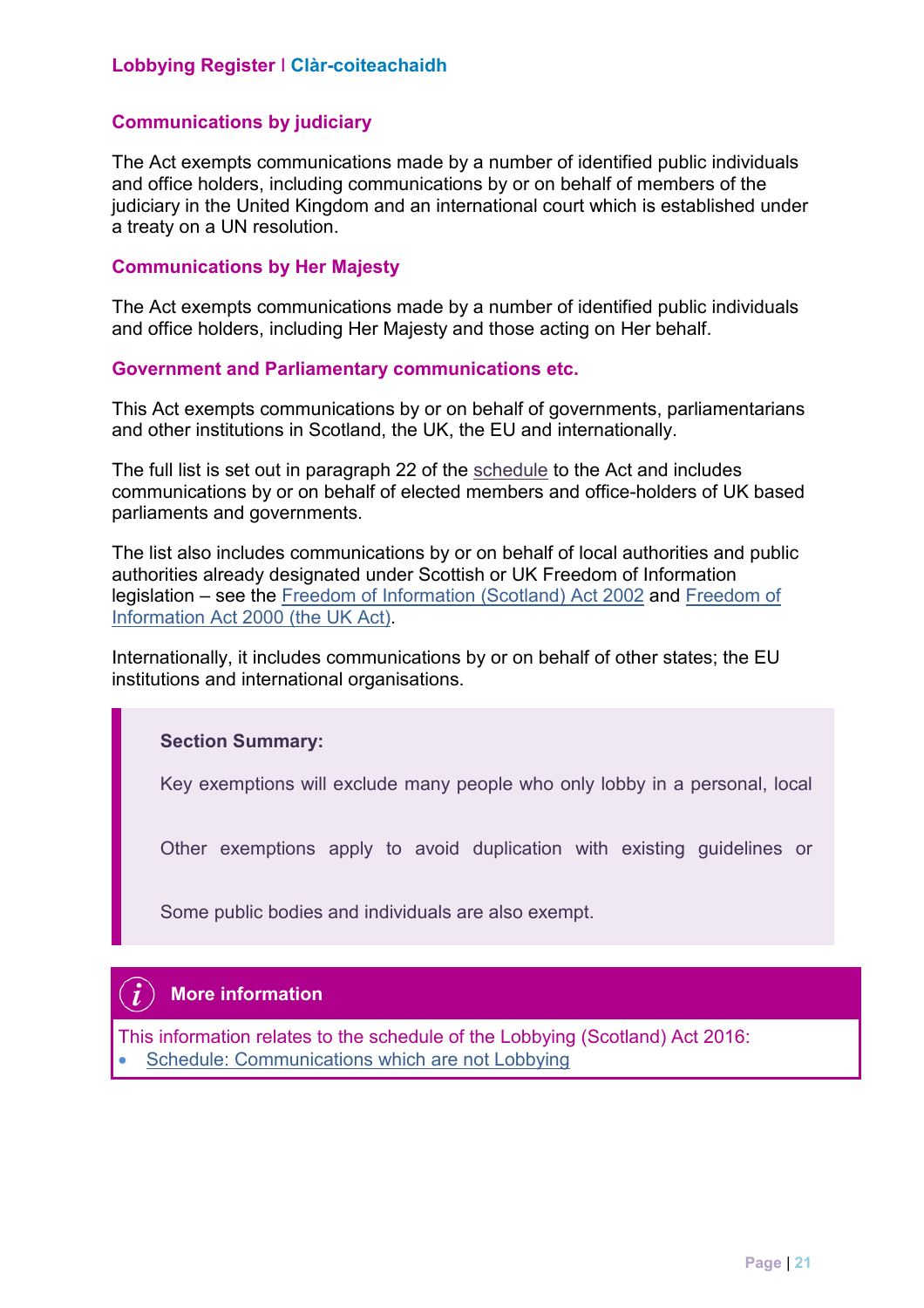## Communications by judiciary

The Act exempts communications made by a number of identified public individuals and office holders, including communications by or on behalf of members of the judiciary in the United Kingdom and an international court which is established under a treaty on a UN resolution.

## Communications by Her Majesty

The Act exempts communications made by a number of identified public individuals and office holders, including Her Majesty and those acting on Her behalf.

## Government and Parliamentary communications etc.

This Act exempts communications by or on behalf of governments, parliamentarians and other institutions in Scotland, the UK, the EU and internationally.

The full list is set out in paragraph 22 of the schedule to the Act and includes communications by or on behalf of elected members and office-holders of UK based parliaments and governments.

The list also includes communications by or on behalf of local authorities and public authorities already designated under Scottish or UK Freedom of Information legislation – see the Freedom of Information (Scotland) Act 2002 and Freedom of Information Act 2000 (the UK Act).

Internationally, it includes communications by or on behalf of other states; the EU institutions and international organisations.

> **Section Summary:**
>
> Key exemptions will exclude many people who only lobby in a personal, local
>
> Other exemptions apply to avoid duplication with existing guidelines or
>
> Some public bodies and individuals are also exempt.

**More information**

This information relates to the schedule of the Lobbying (Scotland) Act 2016:

- Schedule: Communications which are not Lobbying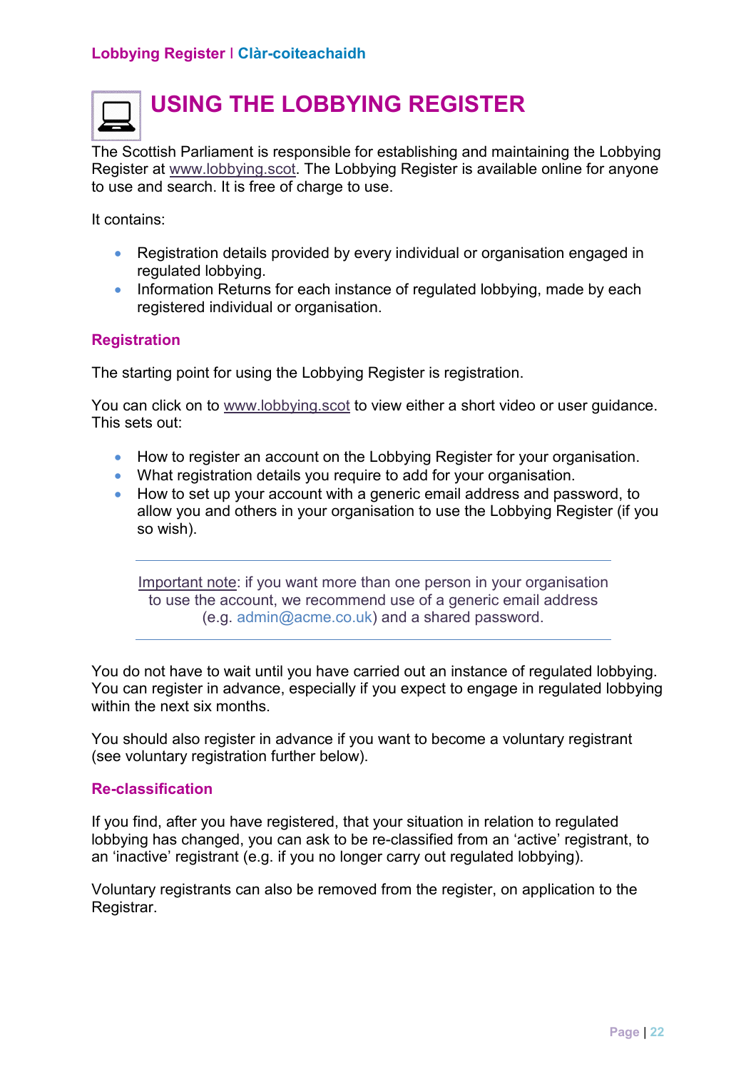# USING THE LOBBYING REGISTER

The Scottish Parliament is responsible for establishing and maintaining the Lobbying Register at www.lobbying.scot. The Lobbying Register is available online for anyone to use and search. It is free of charge to use.

It contains:

- Registration details provided by every individual or organisation engaged in regulated lobbying.
- Information Returns for each instance of regulated lobbying, made by each registered individual or organisation.

## Registration

The starting point for using the Lobbying Register is registration.

You can click on to www.lobbying.scot to view either a short video or user guidance. This sets out:

- How to register an account on the Lobbying Register for your organisation.
- What registration details you require to add for your organisation.
- How to set up your account with a generic email address and password, to allow you and others in your organisation to use the Lobbying Register (if you so wish).

---

Important note: if you want more than one person in your organisation to use the account, we recommend use of a generic email address (e.g. admin@acme.co.uk) and a shared password.

---

You do not have to wait until you have carried out an instance of regulated lobbying. You can register in advance, especially if you expect to engage in regulated lobbying within the next six months.

You should also register in advance if you want to become a voluntary registrant (see voluntary registration further below).

## Re-classification

If you find, after you have registered, that your situation in relation to regulated lobbying has changed, you can ask to be re-classified from an 'active' registrant, to an 'inactive' registrant (e.g. if you no longer carry out regulated lobbying).

Voluntary registrants can also be removed from the register, on application to the Registrar.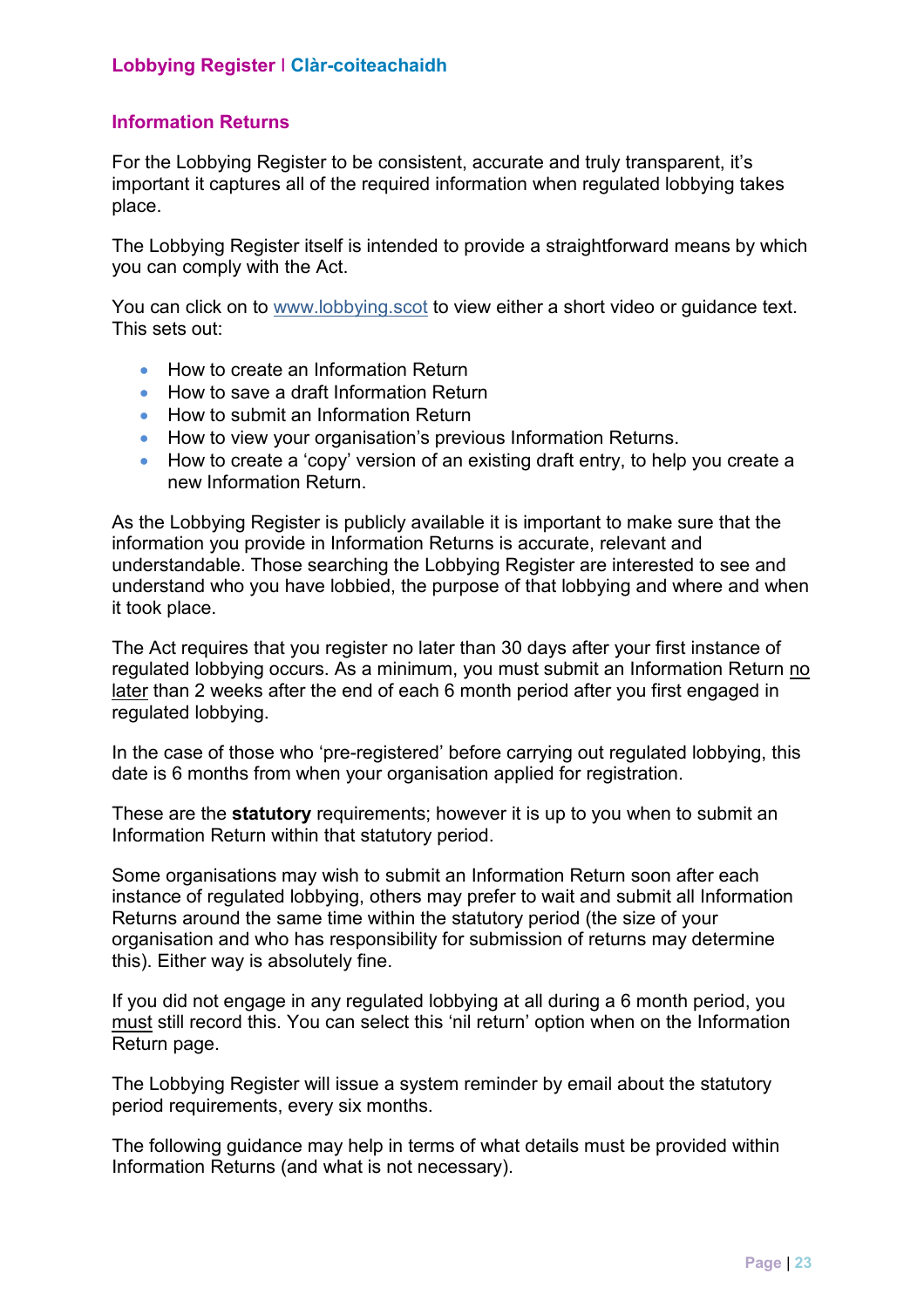## Information Returns

For the Lobbying Register to be consistent, accurate and truly transparent, it's important it captures all of the required information when regulated lobbying takes place.

The Lobbying Register itself is intended to provide a straightforward means by which you can comply with the Act.

You can click on to [www.lobbying.scot](www.lobbying.scot) to view either a short video or guidance text. This sets out:

- How to create an Information Return
- How to save a draft Information Return
- How to submit an Information Return
- How to view your organisation's previous Information Returns.
- How to create a 'copy' version of an existing draft entry, to help you create a new Information Return.

As the Lobbying Register is publicly available it is important to make sure that the information you provide in Information Returns is accurate, relevant and understandable. Those searching the Lobbying Register are interested to see and understand who you have lobbied, the purpose of that lobbying and where and when it took place.

The Act requires that you register no later than 30 days after your first instance of regulated lobbying occurs. As a minimum, you must submit an Information Return no later than 2 weeks after the end of each 6 month period after you first engaged in regulated lobbying.

In the case of those who 'pre-registered' before carrying out regulated lobbying, this date is 6 months from when your organisation applied for registration.

These are the **statutory** requirements; however it is up to you when to submit an Information Return within that statutory period.

Some organisations may wish to submit an Information Return soon after each instance of regulated lobbying, others may prefer to wait and submit all Information Returns around the same time within the statutory period (the size of your organisation and who has responsibility for submission of returns may determine this). Either way is absolutely fine.

If you did not engage in any regulated lobbying at all during a 6 month period, you must still record this. You can select this 'nil return' option when on the Information Return page.

The Lobbying Register will issue a system reminder by email about the statutory period requirements, every six months.

The following guidance may help in terms of what details must be provided within Information Returns (and what is not necessary).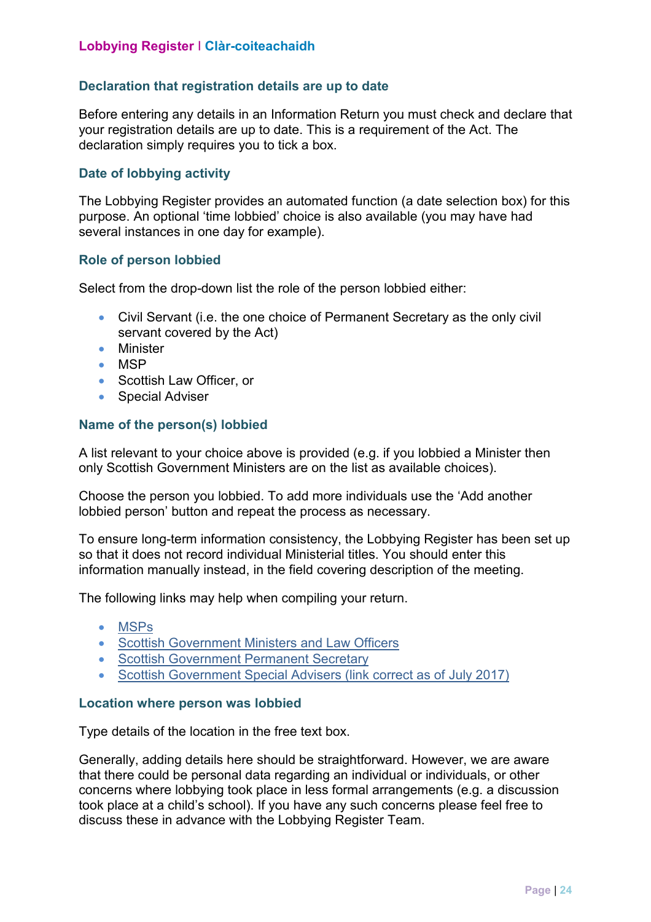### Declaration that registration details are up to date

Before entering any details in an Information Return you must check and declare that your registration details are up to date. This is a requirement of the Act. The declaration simply requires you to tick a box.

### Date of lobbying activity

The Lobbying Register provides an automated function (a date selection box) for this purpose. An optional 'time lobbied' choice is also available (you may have had several instances in one day for example).

### Role of person lobbied

Select from the drop-down list the role of the person lobbied either:

- Civil Servant (i.e. the one choice of Permanent Secretary as the only civil servant covered by the Act)
- Minister
- MSP
- Scottish Law Officer, or
- Special Adviser

### Name of the person(s) lobbied

A list relevant to your choice above is provided (e.g. if you lobbied a Minister then only Scottish Government Ministers are on the list as available choices).

Choose the person you lobbied. To add more individuals use the 'Add another lobbied person' button and repeat the process as necessary.

To ensure long-term information consistency, the Lobbying Register has been set up so that it does not record individual Ministerial titles. You should enter this information manually instead, in the field covering description of the meeting.

The following links may help when compiling your return.

- MSPs
- Scottish Government Ministers and Law Officers
- Scottish Government Permanent Secretary
- Scottish Government Special Advisers (link correct as of July 2017)

### Location where person was lobbied

Type details of the location in the free text box.

Generally, adding details here should be straightforward. However, we are aware that there could be personal data regarding an individual or individuals, or other concerns where lobbying took place in less formal arrangements (e.g. a discussion took place at a child's school). If you have any such concerns please feel free to discuss these in advance with the Lobbying Register Team.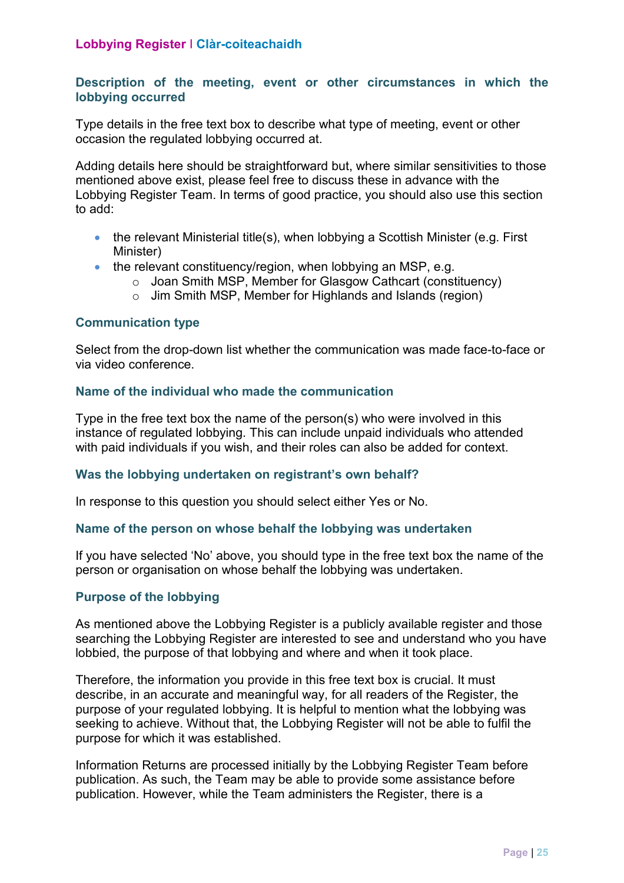### Description of the meeting, event or other circumstances in which the lobbying occurred

Type details in the free text box to describe what type of meeting, event or other occasion the regulated lobbying occurred at.

Adding details here should be straightforward but, where similar sensitivities to those mentioned above exist, please feel free to discuss these in advance with the Lobbying Register Team. In terms of good practice, you should also use this section to add:

- the relevant Ministerial title(s), when lobbying a Scottish Minister (e.g. First Minister)
- the relevant constituency/region, when lobbying an MSP, e.g.
  - Joan Smith MSP, Member for Glasgow Cathcart (constituency)
  - Jim Smith MSP, Member for Highlands and Islands (region)

### Communication type

Select from the drop-down list whether the communication was made face-to-face or via video conference.

### Name of the individual who made the communication

Type in the free text box the name of the person(s) who were involved in this instance of regulated lobbying. This can include unpaid individuals who attended with paid individuals if you wish, and their roles can also be added for context.

### Was the lobbying undertaken on registrant's own behalf?

In response to this question you should select either Yes or No.

### Name of the person on whose behalf the lobbying was undertaken

If you have selected 'No' above, you should type in the free text box the name of the person or organisation on whose behalf the lobbying was undertaken.

### Purpose of the lobbying

As mentioned above the Lobbying Register is a publicly available register and those searching the Lobbying Register are interested to see and understand who you have lobbied, the purpose of that lobbying and where and when it took place.

Therefore, the information you provide in this free text box is crucial. It must describe, in an accurate and meaningful way, for all readers of the Register, the purpose of your regulated lobbying. It is helpful to mention what the lobbying was seeking to achieve. Without that, the Lobbying Register will not be able to fulfil the purpose for which it was established.

Information Returns are processed initially by the Lobbying Register Team before publication. As such, the Team may be able to provide some assistance before publication. However, while the Team administers the Register, there is a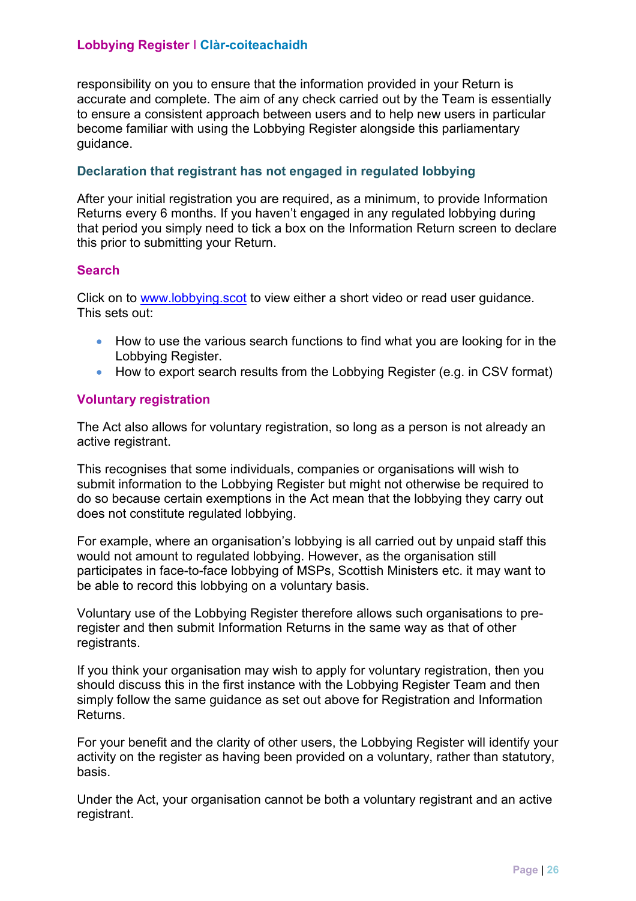responsibility on you to ensure that the information provided in your Return is accurate and complete. The aim of any check carried out by the Team is essentially to ensure a consistent approach between users and to help new users in particular become familiar with using the Lobbying Register alongside this parliamentary guidance.

### Declaration that registrant has not engaged in regulated lobbying

After your initial registration you are required, as a minimum, to provide Information Returns every 6 months. If you haven't engaged in any regulated lobbying during that period you simply need to tick a box on the Information Return screen to declare this prior to submitting your Return.

### Search

Click on to [www.lobbying.scot](www.lobbying.scot) to view either a short video or read user guidance. This sets out:

- How to use the various search functions to find what you are looking for in the Lobbying Register.
- How to export search results from the Lobbying Register (e.g. in CSV format)

### Voluntary registration

The Act also allows for voluntary registration, so long as a person is not already an active registrant.

This recognises that some individuals, companies or organisations will wish to submit information to the Lobbying Register but might not otherwise be required to do so because certain exemptions in the Act mean that the lobbying they carry out does not constitute regulated lobbying.

For example, where an organisation's lobbying is all carried out by unpaid staff this would not amount to regulated lobbying. However, as the organisation still participates in face-to-face lobbying of MSPs, Scottish Ministers etc. it may want to be able to record this lobbying on a voluntary basis.

Voluntary use of the Lobbying Register therefore allows such organisations to pre-register and then submit Information Returns in the same way as that of other registrants.

If you think your organisation may wish to apply for voluntary registration, then you should discuss this in the first instance with the Lobbying Register Team and then simply follow the same guidance as set out above for Registration and Information Returns.

For your benefit and the clarity of other users, the Lobbying Register will identify your activity on the register as having been provided on a voluntary, rather than statutory, basis.

Under the Act, your organisation cannot be both a voluntary registrant and an active registrant.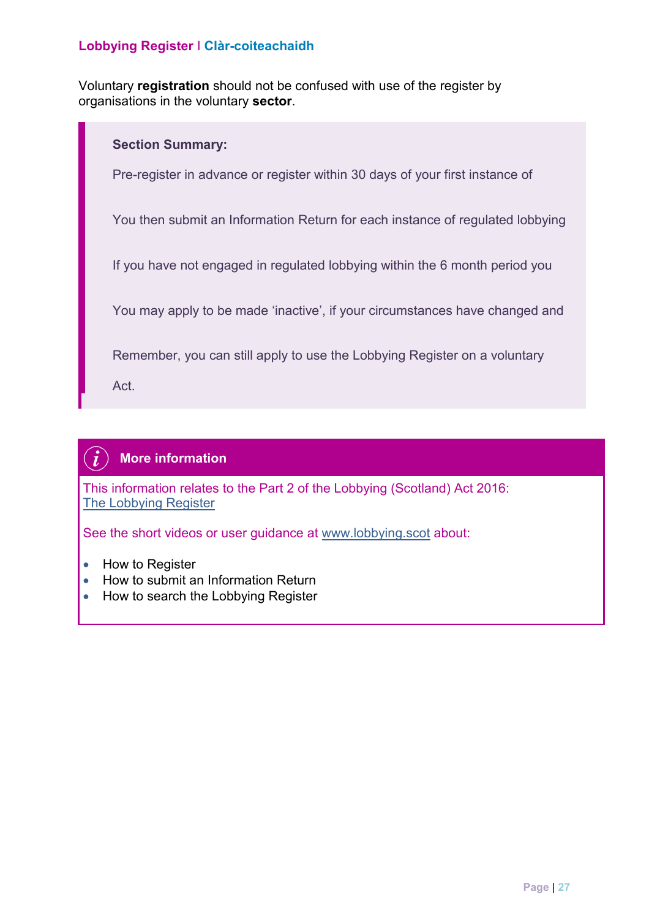Voluntary **registration** should not be confused with use of the register by organisations in the voluntary **sector**.

> **Section Summary:**
>
> Pre-register in advance or register within 30 days of your first instance of
>
> You then submit an Information Return for each instance of regulated lobbying
>
> If you have not engaged in regulated lobbying within the 6 month period you
>
> You may apply to be made 'inactive', if your circumstances have changed and
>
> Remember, you can still apply to use the Lobbying Register on a voluntary
>
> Act.

### More information

This information relates to the Part 2 of the Lobbying (Scotland) Act 2016: The Lobbying Register

See the short videos or user guidance at www.lobbying.scot about:

- How to Register
- How to submit an Information Return
- How to search the Lobbying Register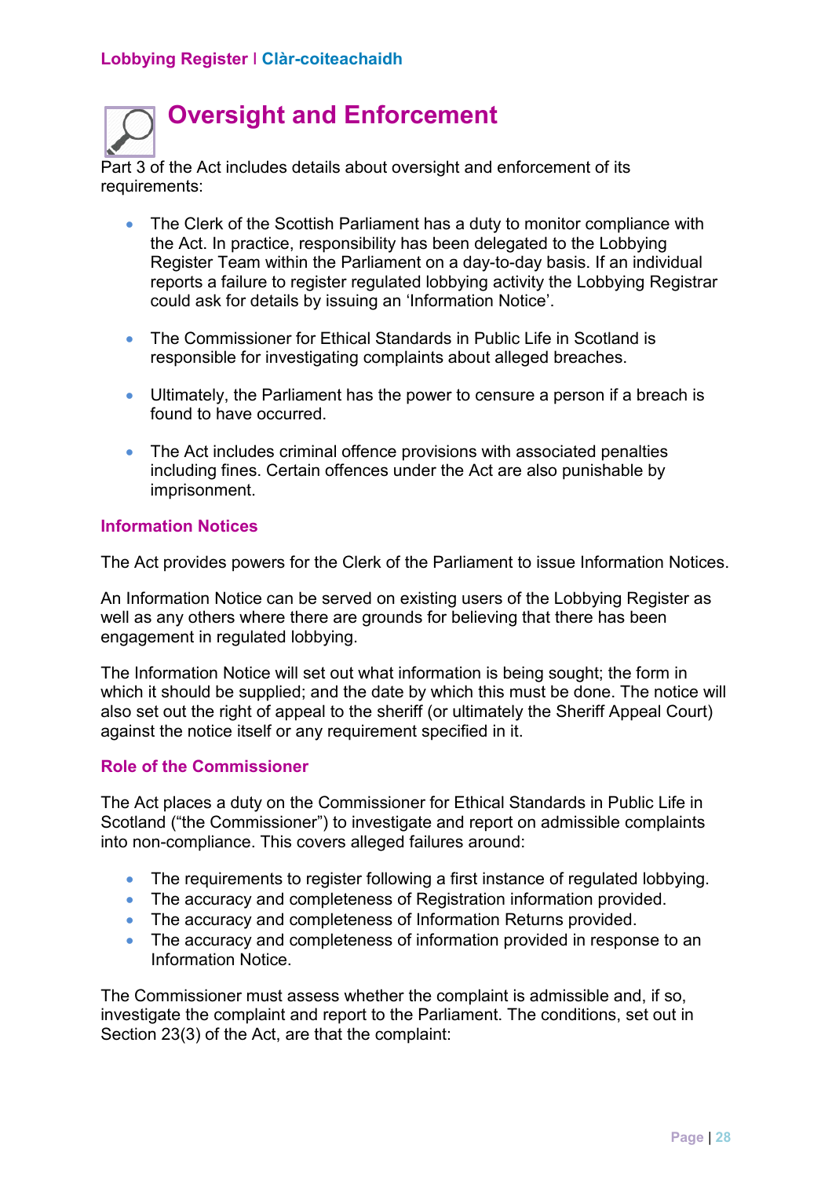# Oversight and Enforcement

Part 3 of the Act includes details about oversight and enforcement of its requirements:

- The Clerk of the Scottish Parliament has a duty to monitor compliance with the Act. In practice, responsibility has been delegated to the Lobbying Register Team within the Parliament on a day-to-day basis. If an individual reports a failure to register regulated lobbying activity the Lobbying Registrar could ask for details by issuing an 'Information Notice'.

- The Commissioner for Ethical Standards in Public Life in Scotland is responsible for investigating complaints about alleged breaches.

- Ultimately, the Parliament has the power to censure a person if a breach is found to have occurred.

- The Act includes criminal offence provisions with associated penalties including fines. Certain offences under the Act are also punishable by imprisonment.

## Information Notices

The Act provides powers for the Clerk of the Parliament to issue Information Notices.

An Information Notice can be served on existing users of the Lobbying Register as well as any others where there are grounds for believing that there has been engagement in regulated lobbying.

The Information Notice will set out what information is being sought; the form in which it should be supplied; and the date by which this must be done. The notice will also set out the right of appeal to the sheriff (or ultimately the Sheriff Appeal Court) against the notice itself or any requirement specified in it.

## Role of the Commissioner

The Act places a duty on the Commissioner for Ethical Standards in Public Life in Scotland ("the Commissioner") to investigate and report on admissible complaints into non-compliance. This covers alleged failures around:

- The requirements to register following a first instance of regulated lobbying.
- The accuracy and completeness of Registration information provided.
- The accuracy and completeness of Information Returns provided.
- The accuracy and completeness of information provided in response to an Information Notice.

The Commissioner must assess whether the complaint is admissible and, if so, investigate the complaint and report to the Parliament. The conditions, set out in Section 23(3) of the Act, are that the complaint: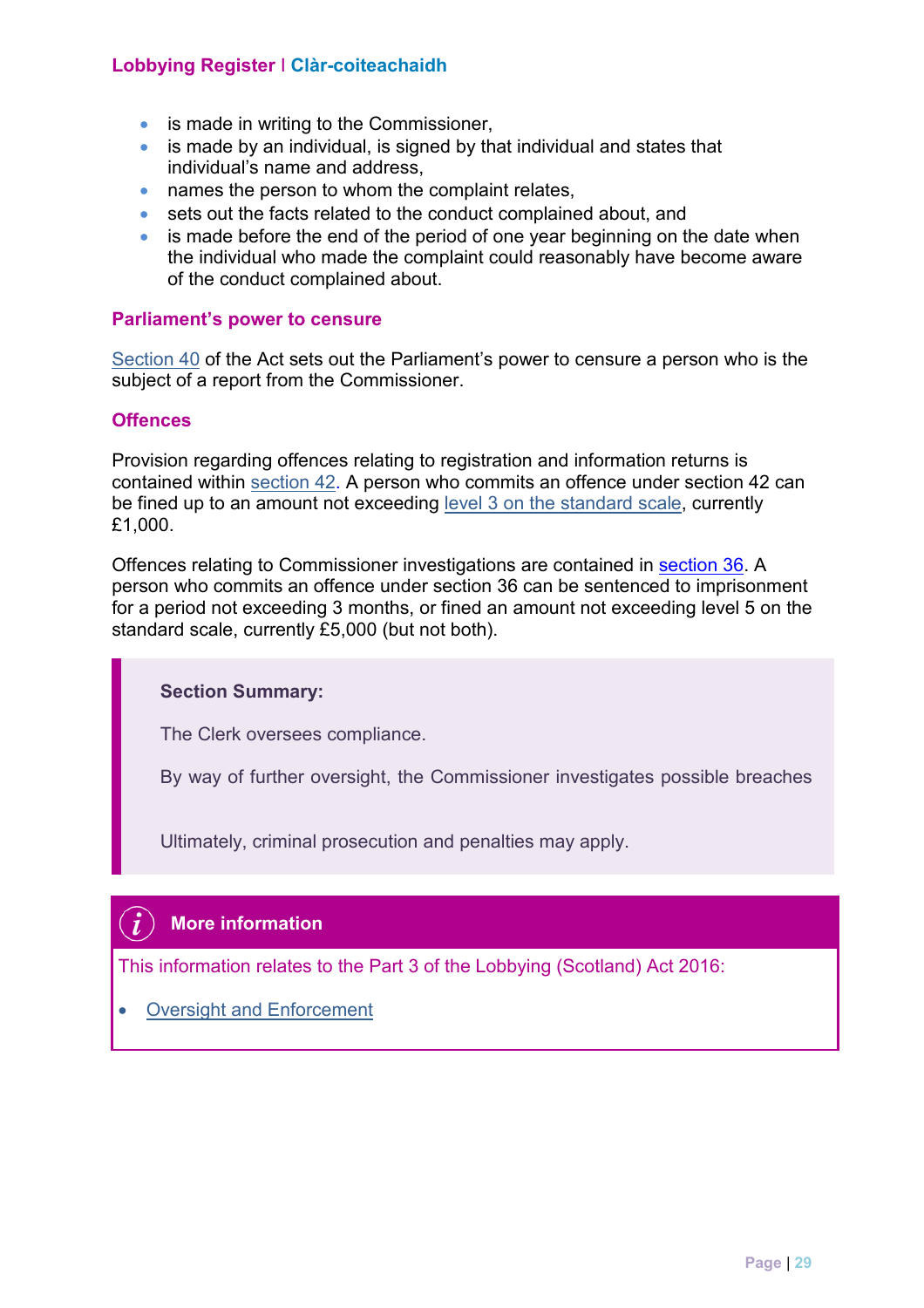- is made in writing to the Commissioner,
- is made by an individual, is signed by that individual and states that individual's name and address,
- names the person to whom the complaint relates,
- sets out the facts related to the conduct complained about, and
- is made before the end of the period of one year beginning on the date when the individual who made the complaint could reasonably have become aware of the conduct complained about.

### Parliament's power to censure

Section 40 of the Act sets out the Parliament's power to censure a person who is the subject of a report from the Commissioner.

### Offences

Provision regarding offences relating to registration and information returns is contained within section 42. A person who commits an offence under section 42 can be fined up to an amount not exceeding level 3 on the standard scale, currently £1,000.

Offences relating to Commissioner investigations are contained in section 36. A person who commits an offence under section 36 can be sentenced to imprisonment for a period not exceeding 3 months, or fined an amount not exceeding level 5 on the standard scale, currently £5,000 (but not both).

> **Section Summary:**
>
> The Clerk oversees compliance.
>
> By way of further oversight, the Commissioner investigates possible breaches
>
> Ultimately, criminal prosecution and penalties may apply.

**More information**

This information relates to the Part 3 of the Lobbying (Scotland) Act 2016:

- Oversight and Enforcement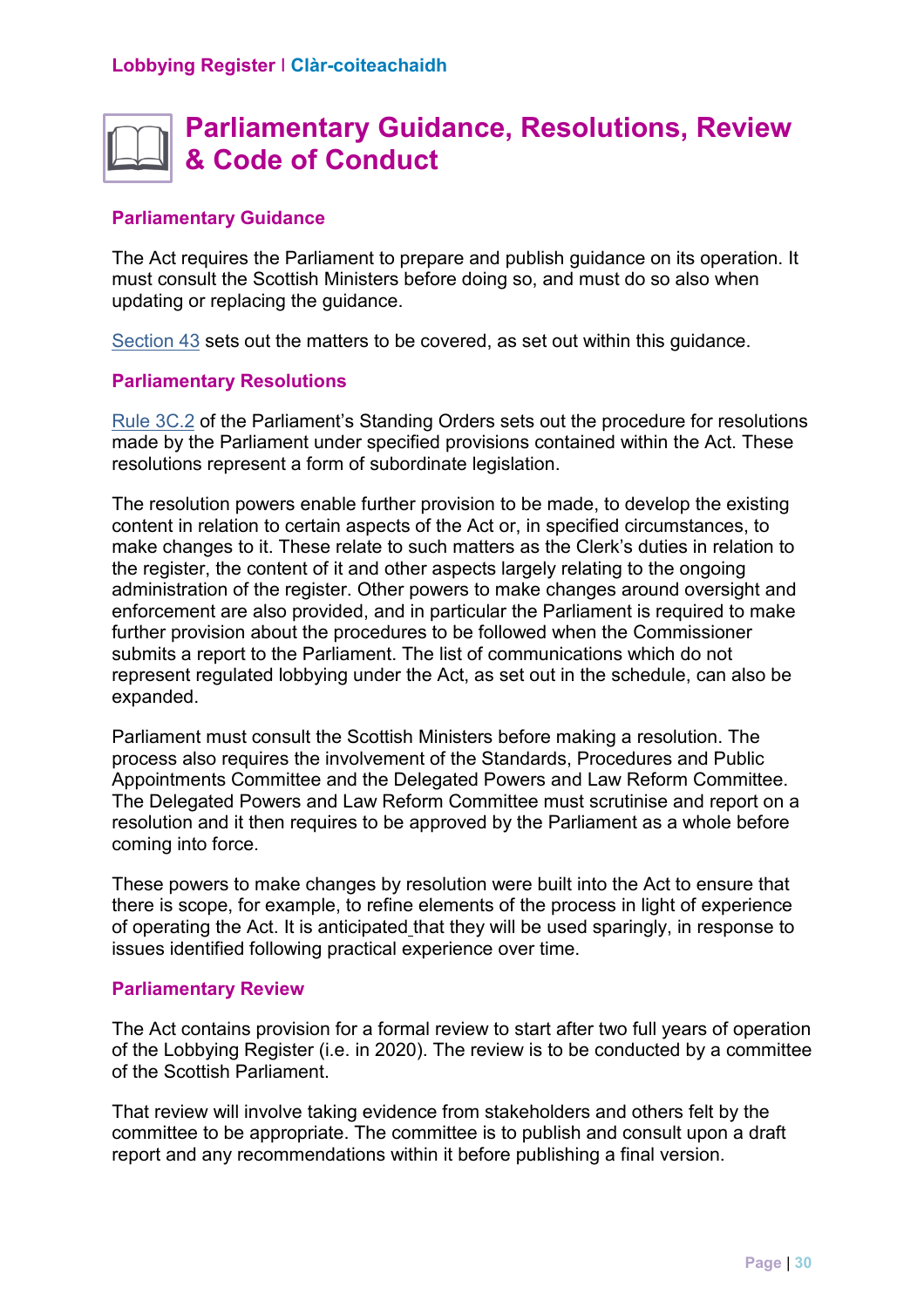# Parliamentary Guidance, Resolutions, Review & Code of Conduct

## Parliamentary Guidance

The Act requires the Parliament to prepare and publish guidance on its operation. It must consult the Scottish Ministers before doing so, and must do so also when updating or replacing the guidance.

Section 43 sets out the matters to be covered, as set out within this guidance.

## Parliamentary Resolutions

Rule 3C.2 of the Parliament's Standing Orders sets out the procedure for resolutions made by the Parliament under specified provisions contained within the Act. These resolutions represent a form of subordinate legislation.

The resolution powers enable further provision to be made, to develop the existing content in relation to certain aspects of the Act or, in specified circumstances, to make changes to it. These relate to such matters as the Clerk's duties in relation to the register, the content of it and other aspects largely relating to the ongoing administration of the register. Other powers to make changes around oversight and enforcement are also provided, and in particular the Parliament is required to make further provision about the procedures to be followed when the Commissioner submits a report to the Parliament. The list of communications which do not represent regulated lobbying under the Act, as set out in the schedule, can also be expanded.

Parliament must consult the Scottish Ministers before making a resolution. The process also requires the involvement of the Standards, Procedures and Public Appointments Committee and the Delegated Powers and Law Reform Committee. The Delegated Powers and Law Reform Committee must scrutinise and report on a resolution and it then requires to be approved by the Parliament as a whole before coming into force.

These powers to make changes by resolution were built into the Act to ensure that there is scope, for example, to refine elements of the process in light of experience of operating the Act. It is anticipated that they will be used sparingly, in response to issues identified following practical experience over time.

## Parliamentary Review

The Act contains provision for a formal review to start after two full years of operation of the Lobbying Register (i.e. in 2020). The review is to be conducted by a committee of the Scottish Parliament.

That review will involve taking evidence from stakeholders and others felt by the committee to be appropriate. The committee is to publish and consult upon a draft report and any recommendations within it before publishing a final version.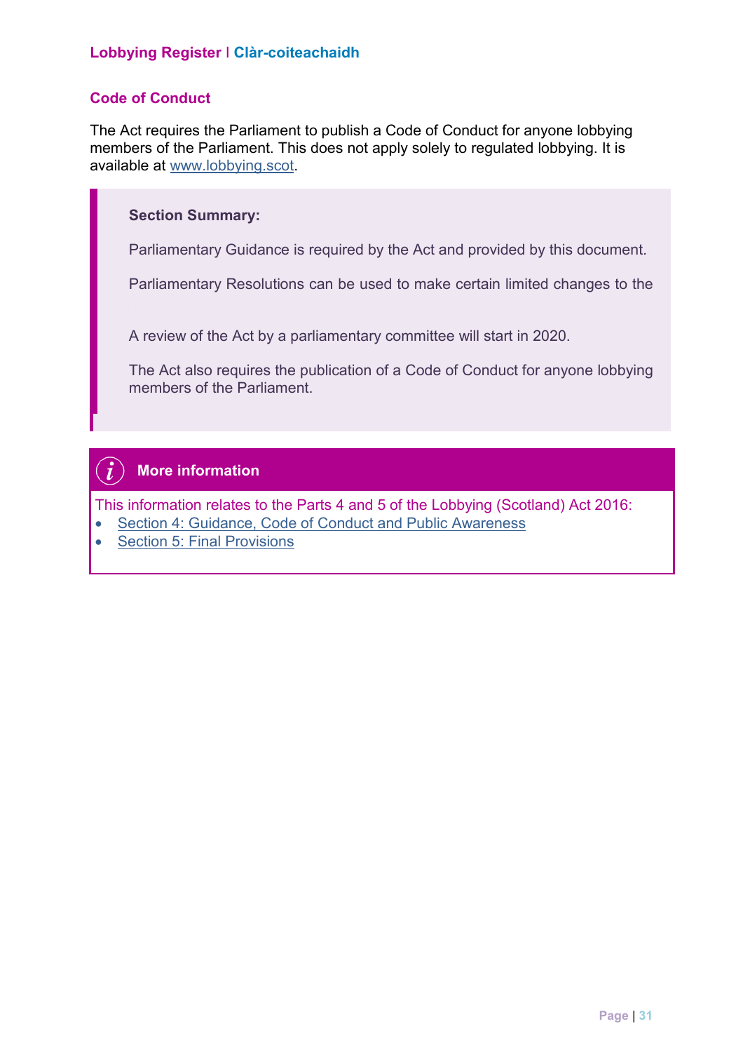## Code of Conduct

The Act requires the Parliament to publish a Code of Conduct for anyone lobbying members of the Parliament. This does not apply solely to regulated lobbying. It is available at [www.lobbying.scot](www.lobbying.scot).

> **Section Summary:**
>
> Parliamentary Guidance is required by the Act and provided by this document.
>
> Parliamentary Resolutions can be used to make certain limited changes to the
>
> A review of the Act by a parliamentary committee will start in 2020.
>
> The Act also requires the publication of a Code of Conduct for anyone lobbying members of the Parliament.

**More information**

This information relates to the Parts 4 and 5 of the Lobbying (Scotland) Act 2016:

- Section 4: Guidance, Code of Conduct and Public Awareness
- Section 5: Final Provisions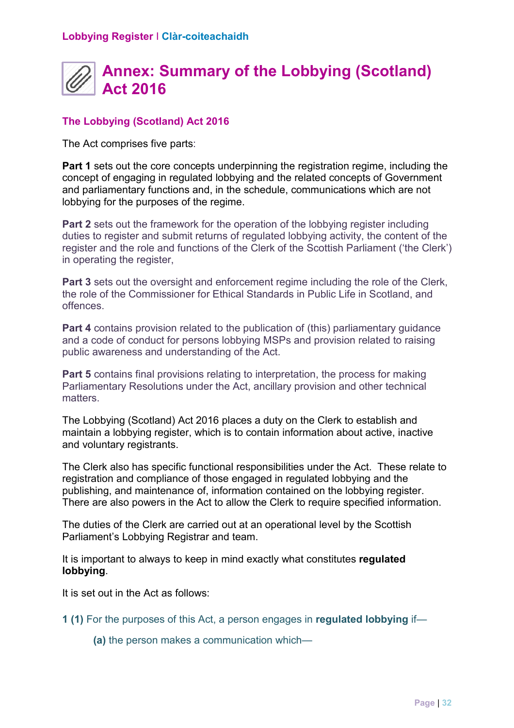# Annex: Summary of the Lobbying (Scotland) Act 2016

## The Lobbying (Scotland) Act 2016

The Act comprises five parts:

**Part 1** sets out the core concepts underpinning the registration regime, including the concept of engaging in regulated lobbying and the related concepts of Government and parliamentary functions and, in the schedule, communications which are not lobbying for the purposes of the regime.

**Part 2** sets out the framework for the operation of the lobbying register including duties to register and submit returns of regulated lobbying activity, the content of the register and the role and functions of the Clerk of the Scottish Parliament ('the Clerk') in operating the register,

**Part 3** sets out the oversight and enforcement regime including the role of the Clerk, the role of the Commissioner for Ethical Standards in Public Life in Scotland, and offences.

**Part 4** contains provision related to the publication of (this) parliamentary guidance and a code of conduct for persons lobbying MSPs and provision related to raising public awareness and understanding of the Act.

**Part 5** contains final provisions relating to interpretation, the process for making Parliamentary Resolutions under the Act, ancillary provision and other technical matters.

The Lobbying (Scotland) Act 2016 places a duty on the Clerk to establish and maintain a lobbying register, which is to contain information about active, inactive and voluntary registrants.

The Clerk also has specific functional responsibilities under the Act. These relate to registration and compliance of those engaged in regulated lobbying and the publishing, and maintenance of, information contained on the lobbying register. There are also powers in the Act to allow the Clerk to require specified information.

The duties of the Clerk are carried out at an operational level by the Scottish Parliament's Lobbying Registrar and team.

It is important to always to keep in mind exactly what constitutes **regulated lobbying**.

It is set out in the Act as follows:

**1 (1)** For the purposes of this Act, a person engages in **regulated lobbying** if—

> **(a)** the person makes a communication which—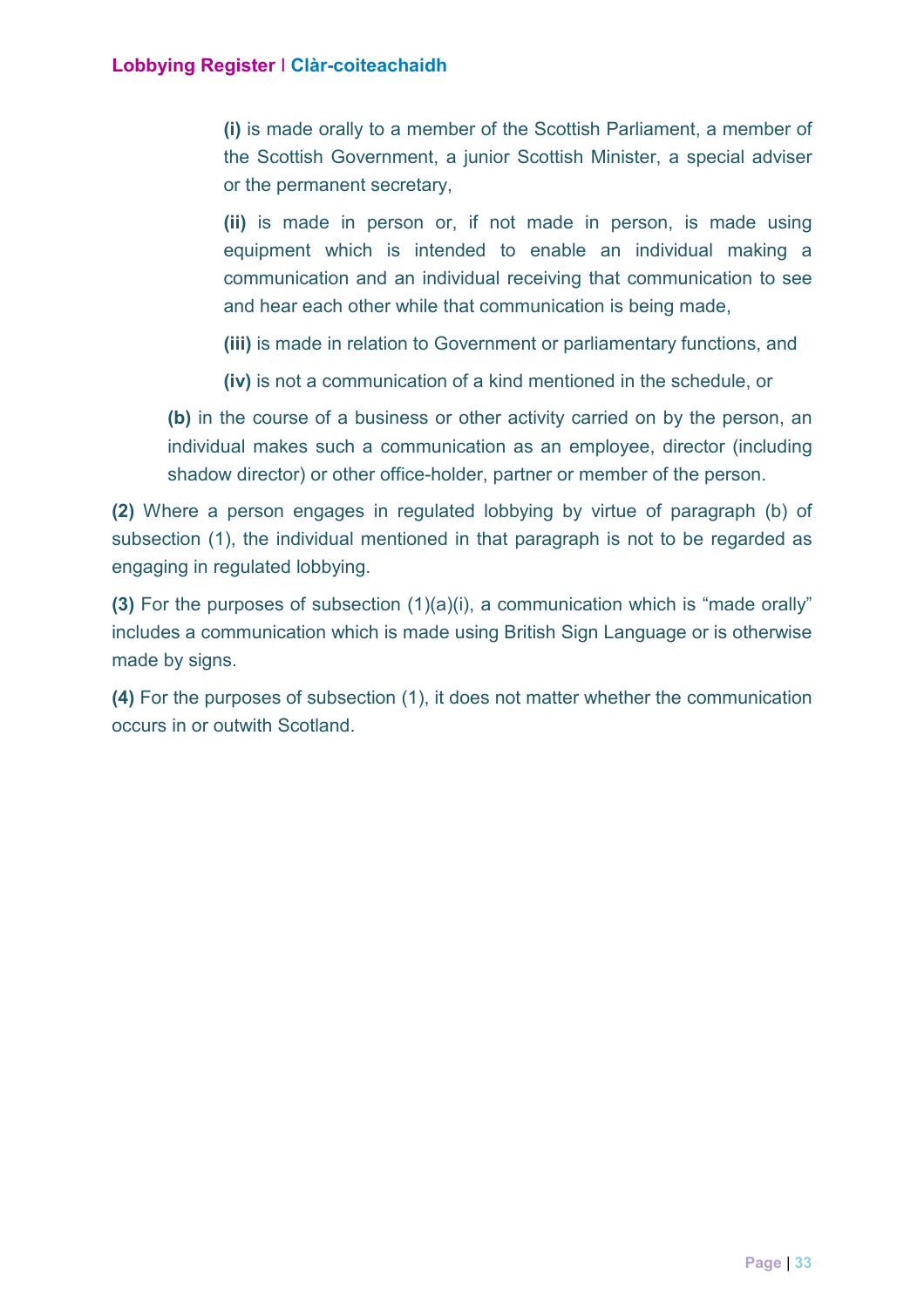**(i)** is made orally to a member of the Scottish Parliament, a member of the Scottish Government, a junior Scottish Minister, a special adviser or the permanent secretary,

**(ii)** is made in person or, if not made in person, is made using equipment which is intended to enable an individual making a communication and an individual receiving that communication to see and hear each other while that communication is being made,

**(iii)** is made in relation to Government or parliamentary functions, and

**(iv)** is not a communication of a kind mentioned in the schedule, or

**(b)** in the course of a business or other activity carried on by the person, an individual makes such a communication as an employee, director (including shadow director) or other office-holder, partner or member of the person.

**(2)** Where a person engages in regulated lobbying by virtue of paragraph (b) of subsection (1), the individual mentioned in that paragraph is not to be regarded as engaging in regulated lobbying.

**(3)** For the purposes of subsection (1)(a)(i), a communication which is "made orally" includes a communication which is made using British Sign Language or is otherwise made by signs.

**(4)** For the purposes of subsection (1), it does not matter whether the communication occurs in or outwith Scotland.